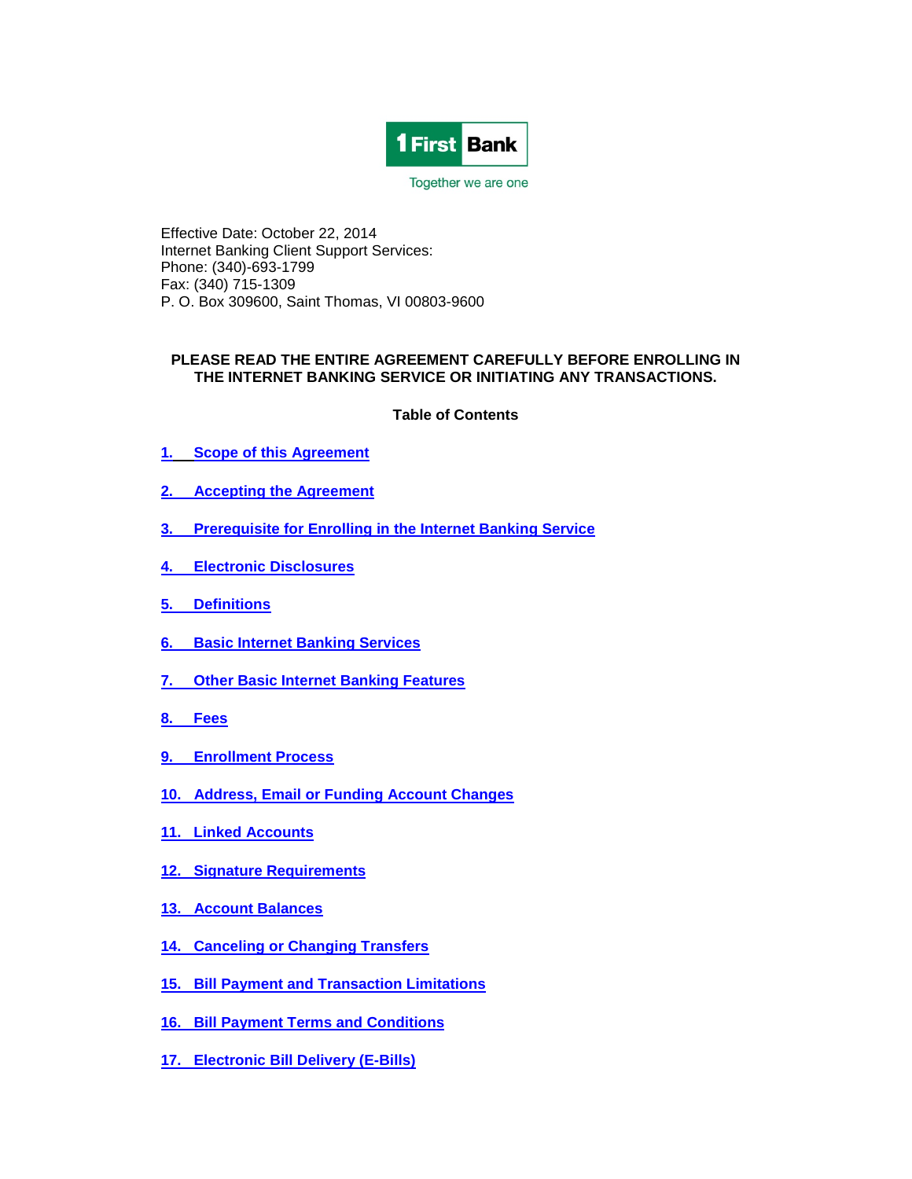1 First Bank

Together we are one

Effective Date: October 22, 2014
Internet Banking Client Support Services:
Phone: (340)-693-1799
Fax: (340) 715-1309
P. O. Box 309600, Saint Thomas, VI 00803-9600

**PLEASE READ THE ENTIRE AGREEMENT CAREFULLY BEFORE ENROLLING IN THE INTERNET BANKING SERVICE OR INITIATING ANY TRANSACTIONS.**

**Table of Contents**

1. Scope of this Agreement
2. Accepting the Agreement
3. Prerequisite for Enrolling in the Internet Banking Service
4. Electronic Disclosures
5. Definitions
6. Basic Internet Banking Services
7. Other Basic Internet Banking Features
8. Fees
9. Enrollment Process
10. Address, Email or Funding Account Changes
11. Linked Accounts
12. Signature Requirements
13. Account Balances
14. Canceling or Changing Transfers
15. Bill Payment and Transaction Limitations
16. Bill Payment Terms and Conditions
17. Electronic Bill Delivery (E-Bills)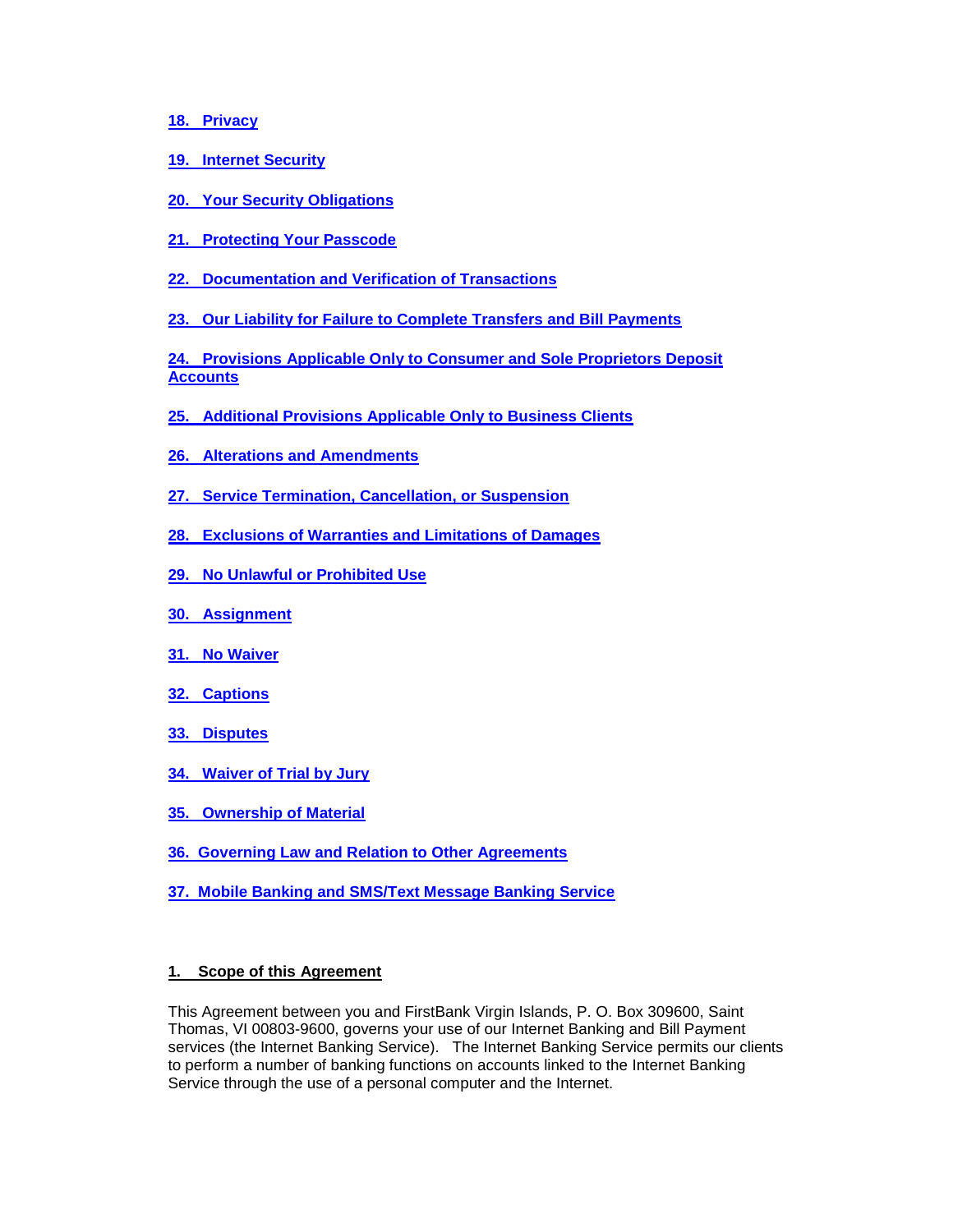**18. Privacy**

**19. Internet Security**

**20. Your Security Obligations**

**21. Protecting Your Passcode**

**22. Documentation and Verification of Transactions**

**23. Our Liability for Failure to Complete Transfers and Bill Payments**

**24. Provisions Applicable Only to Consumer and Sole Proprietors Deposit Accounts**

**25. Additional Provisions Applicable Only to Business Clients**

**26. Alterations and Amendments**

**27. Service Termination, Cancellation, or Suspension**

**28. Exclusions of Warranties and Limitations of Damages**

**29. No Unlawful or Prohibited Use**

**30. Assignment**

**31. No Waiver**

**32. Captions**

**33. Disputes**

**34. Waiver of Trial by Jury**

**35. Ownership of Material**

**36. Governing Law and Relation to Other Agreements**

**37. Mobile Banking and SMS/Text Message Banking Service**

## 1. Scope of this Agreement

This Agreement between you and FirstBank Virgin Islands, P. O. Box 309600, Saint Thomas, VI 00803-9600, governs your use of our Internet Banking and Bill Payment services (the Internet Banking Service). The Internet Banking Service permits our clients to perform a number of banking functions on accounts linked to the Internet Banking Service through the use of a personal computer and the Internet.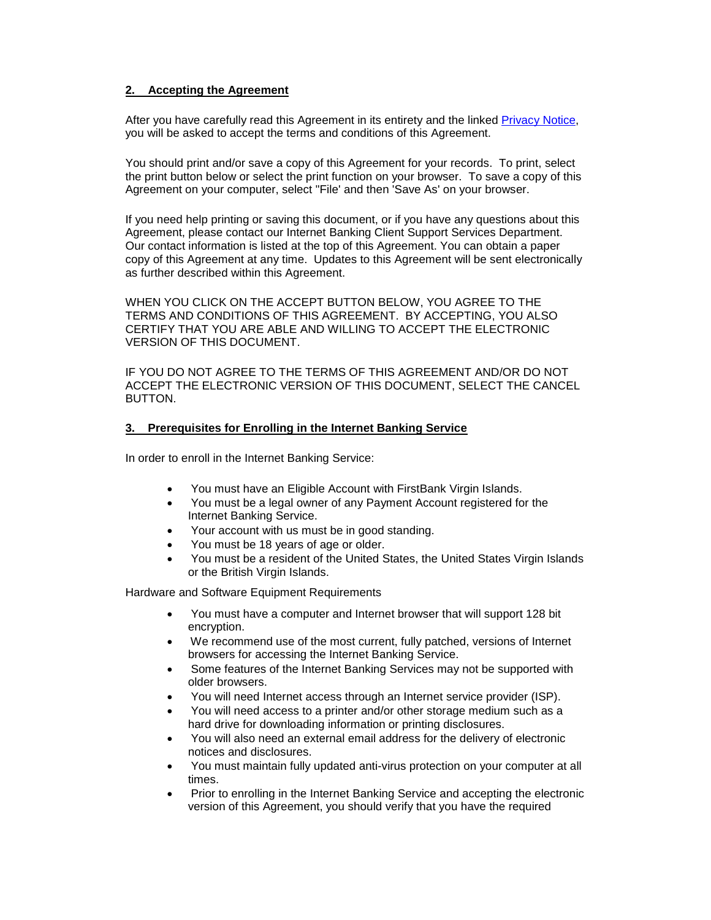## 2. Accepting the Agreement

After you have carefully read this Agreement in its entirety and the linked [Privacy Notice](), you will be asked to accept the terms and conditions of this Agreement.

You should print and/or save a copy of this Agreement for your records. To print, select the print button below or select the print function on your browser. To save a copy of this Agreement on your computer, select "File' and then 'Save As' on your browser.

If you need help printing or saving this document, or if you have any questions about this Agreement, please contact our Internet Banking Client Support Services Department. Our contact information is listed at the top of this Agreement. You can obtain a paper copy of this Agreement at any time. Updates to this Agreement will be sent electronically as further described within this Agreement.

WHEN YOU CLICK ON THE ACCEPT BUTTON BELOW, YOU AGREE TO THE TERMS AND CONDITIONS OF THIS AGREEMENT. BY ACCEPTING, YOU ALSO CERTIFY THAT YOU ARE ABLE AND WILLING TO ACCEPT THE ELECTRONIC VERSION OF THIS DOCUMENT.

IF YOU DO NOT AGREE TO THE TERMS OF THIS AGREEMENT AND/OR DO NOT ACCEPT THE ELECTRONIC VERSION OF THIS DOCUMENT, SELECT THE CANCEL BUTTON.

## 3. Prerequisites for Enrolling in the Internet Banking Service

In order to enroll in the Internet Banking Service:

- You must have an Eligible Account with FirstBank Virgin Islands.
- You must be a legal owner of any Payment Account registered for the Internet Banking Service.
- Your account with us must be in good standing.
- You must be 18 years of age or older.
- You must be a resident of the United States, the United States Virgin Islands or the British Virgin Islands.

Hardware and Software Equipment Requirements

- You must have a computer and Internet browser that will support 128 bit encryption.
- We recommend use of the most current, fully patched, versions of Internet browsers for accessing the Internet Banking Service.
- Some features of the Internet Banking Services may not be supported with older browsers.
- You will need Internet access through an Internet service provider (ISP).
- You will need access to a printer and/or other storage medium such as a hard drive for downloading information or printing disclosures.
- You will also need an external email address for the delivery of electronic notices and disclosures.
- You must maintain fully updated anti-virus protection on your computer at all times.
- Prior to enrolling in the Internet Banking Service and accepting the electronic version of this Agreement, you should verify that you have the required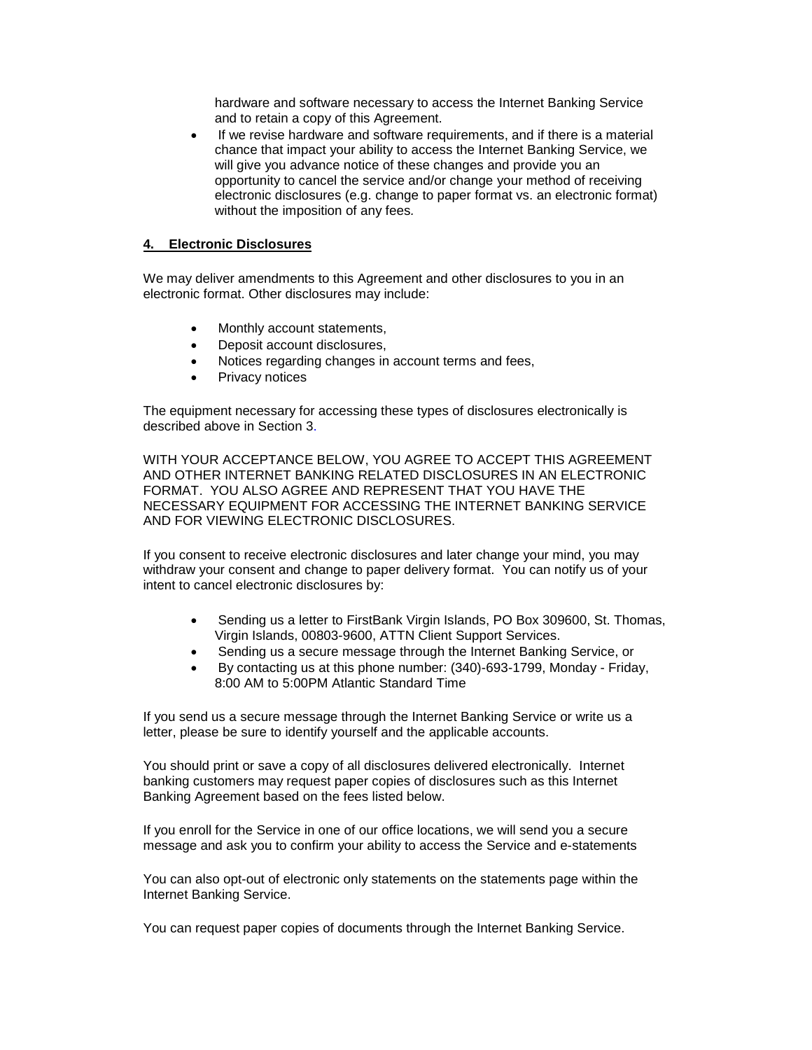hardware and software necessary to access the Internet Banking Service and to retain a copy of this Agreement.

- If we revise hardware and software requirements, and if there is a material chance that impact your ability to access the Internet Banking Service, we will give you advance notice of these changes and provide you an opportunity to cancel the service and/or change your method of receiving electronic disclosures (e.g. change to paper format vs. an electronic format) without the imposition of any fees.

## 4. Electronic Disclosures

We may deliver amendments to this Agreement and other disclosures to you in an electronic format. Other disclosures may include:

- Monthly account statements,
- Deposit account disclosures,
- Notices regarding changes in account terms and fees,
- Privacy notices

The equipment necessary for accessing these types of disclosures electronically is described above in Section 3.

WITH YOUR ACCEPTANCE BELOW, YOU AGREE TO ACCEPT THIS AGREEMENT AND OTHER INTERNET BANKING RELATED DISCLOSURES IN AN ELECTRONIC FORMAT. YOU ALSO AGREE AND REPRESENT THAT YOU HAVE THE NECESSARY EQUIPMENT FOR ACCESSING THE INTERNET BANKING SERVICE AND FOR VIEWING ELECTRONIC DISCLOSURES.

If you consent to receive electronic disclosures and later change your mind, you may withdraw your consent and change to paper delivery format. You can notify us of your intent to cancel electronic disclosures by:

- Sending us a letter to FirstBank Virgin Islands, PO Box 309600, St. Thomas, Virgin Islands, 00803-9600, ATTN Client Support Services.
- Sending us a secure message through the Internet Banking Service, or
- By contacting us at this phone number: (340)-693-1799, Monday - Friday, 8:00 AM to 5:00PM Atlantic Standard Time

If you send us a secure message through the Internet Banking Service or write us a letter, please be sure to identify yourself and the applicable accounts.

You should print or save a copy of all disclosures delivered electronically. Internet banking customers may request paper copies of disclosures such as this Internet Banking Agreement based on the fees listed below.

If you enroll for the Service in one of our office locations, we will send you a secure message and ask you to confirm your ability to access the Service and e-statements

You can also opt-out of electronic only statements on the statements page within the Internet Banking Service.

You can request paper copies of documents through the Internet Banking Service.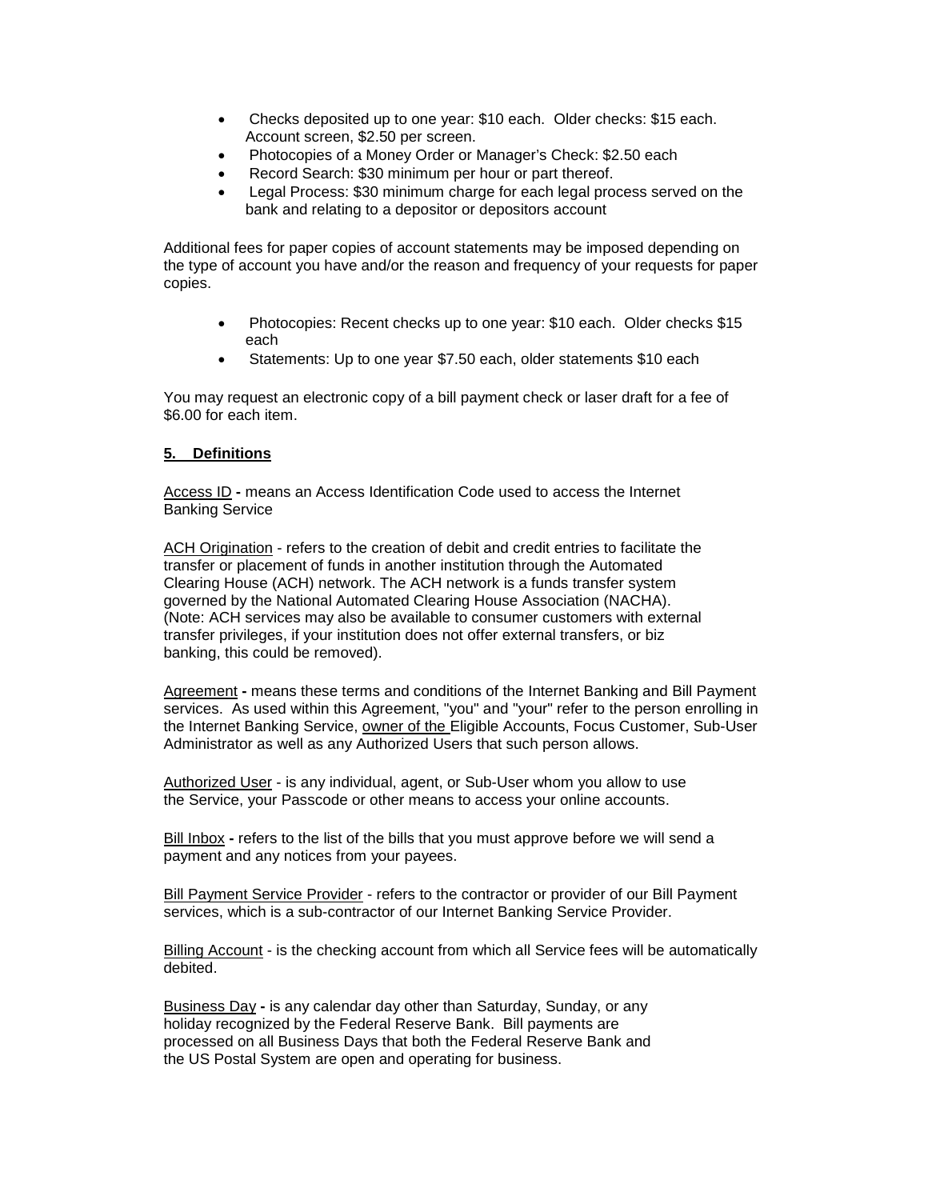- Checks deposited up to one year: $10 each. Older checks: $15 each. Account screen, $2.50 per screen.
- Photocopies of a Money Order or Manager's Check: $2.50 each
- Record Search: $30 minimum per hour or part thereof.
- Legal Process: $30 minimum charge for each legal process served on the bank and relating to a depositor or depositors account

Additional fees for paper copies of account statements may be imposed depending on the type of account you have and/or the reason and frequency of your requests for paper copies.

- Photocopies: Recent checks up to one year: $10 each. Older checks $15 each
- Statements: Up to one year $7.50 each, older statements $10 each

You may request an electronic copy of a bill payment check or laser draft for a fee of $6.00 for each item.

## 5. Definitions

Access ID **-** means an Access Identification Code used to access the Internet Banking Service

ACH Origination - refers to the creation of debit and credit entries to facilitate the transfer or placement of funds in another institution through the Automated Clearing House (ACH) network. The ACH network is a funds transfer system governed by the National Automated Clearing House Association (NACHA). (Note: ACH services may also be available to consumer customers with external transfer privileges, if your institution does not offer external transfers, or biz banking, this could be removed).

Agreement **-** means these terms and conditions of the Internet Banking and Bill Payment services. As used within this Agreement, "you" and "your" refer to the person enrolling in the Internet Banking Service, owner of the Eligible Accounts, Focus Customer, Sub-User Administrator as well as any Authorized Users that such person allows.

Authorized User - is any individual, agent, or Sub-User whom you allow to use the Service, your Passcode or other means to access your online accounts.

Bill Inbox **-** refers to the list of the bills that you must approve before we will send a payment and any notices from your payees.

Bill Payment Service Provider - refers to the contractor or provider of our Bill Payment services, which is a sub-contractor of our Internet Banking Service Provider.

Billing Account - is the checking account from which all Service fees will be automatically debited.

Business Day **-** is any calendar day other than Saturday, Sunday, or any holiday recognized by the Federal Reserve Bank. Bill payments are processed on all Business Days that both the Federal Reserve Bank and the US Postal System are open and operating for business.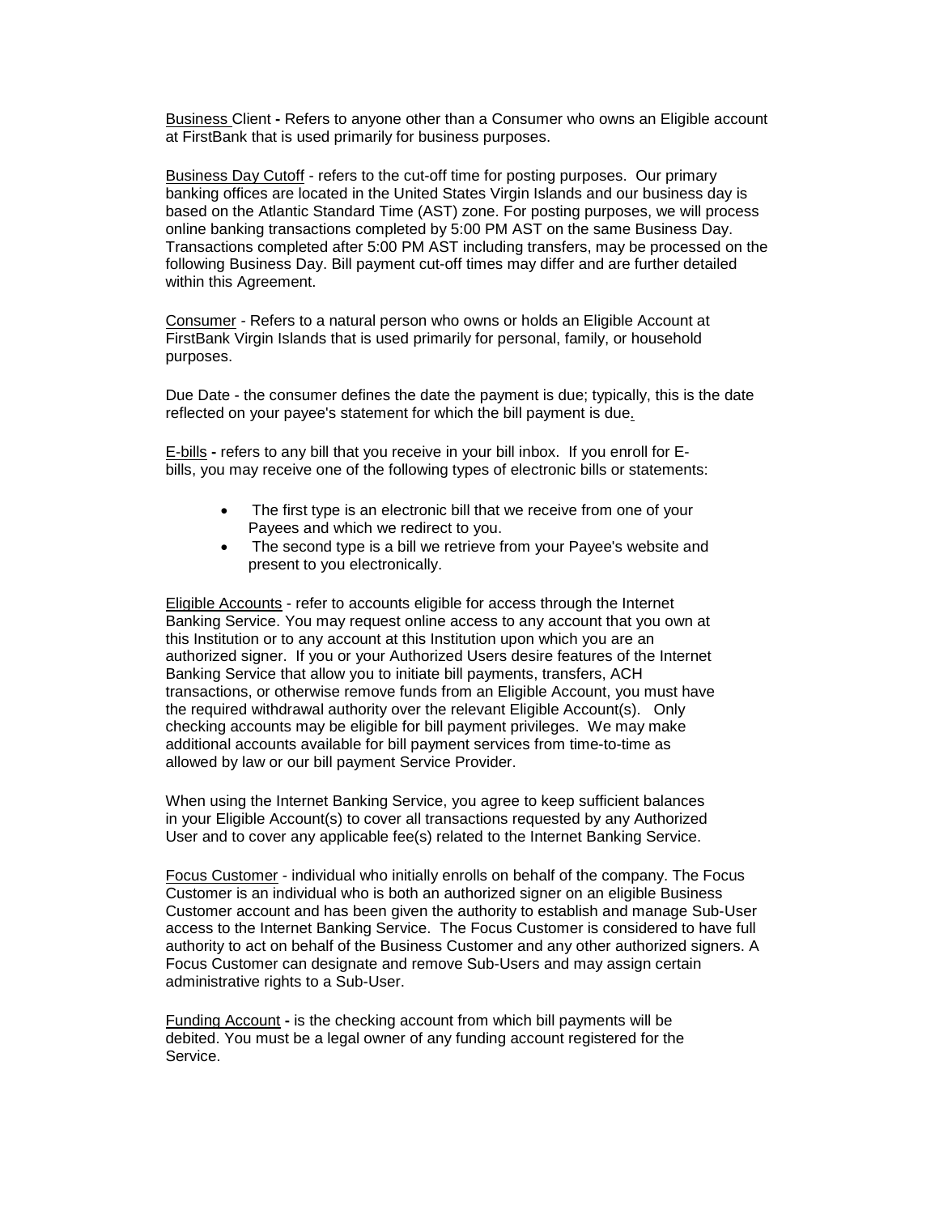Business Client - Refers to anyone other than a Consumer who owns an Eligible account at FirstBank that is used primarily for business purposes.

Business Day Cutoff - refers to the cut-off time for posting purposes. Our primary banking offices are located in the United States Virgin Islands and our business day is based on the Atlantic Standard Time (AST) zone. For posting purposes, we will process online banking transactions completed by 5:00 PM AST on the same Business Day. Transactions completed after 5:00 PM AST including transfers, may be processed on the following Business Day. Bill payment cut-off times may differ and are further detailed within this Agreement.

Consumer - Refers to a natural person who owns or holds an Eligible Account at FirstBank Virgin Islands that is used primarily for personal, family, or household purposes.

Due Date - the consumer defines the date the payment is due; typically, this is the date reflected on your payee's statement for which the bill payment is due.

E-bills - refers to any bill that you receive in your bill inbox. If you enroll for E-bills, you may receive one of the following types of electronic bills or statements:

- The first type is an electronic bill that we receive from one of your Payees and which we redirect to you.
- The second type is a bill we retrieve from your Payee's website and present to you electronically.

Eligible Accounts - refer to accounts eligible for access through the Internet Banking Service. You may request online access to any account that you own at this Institution or to any account at this Institution upon which you are an authorized signer. If you or your Authorized Users desire features of the Internet Banking Service that allow you to initiate bill payments, transfers, ACH transactions, or otherwise remove funds from an Eligible Account, you must have the required withdrawal authority over the relevant Eligible Account(s). Only checking accounts may be eligible for bill payment privileges. We may make additional accounts available for bill payment services from time-to-time as allowed by law or our bill payment Service Provider.

When using the Internet Banking Service, you agree to keep sufficient balances in your Eligible Account(s) to cover all transactions requested by any Authorized User and to cover any applicable fee(s) related to the Internet Banking Service.

Focus Customer - individual who initially enrolls on behalf of the company. The Focus Customer is an individual who is both an authorized signer on an eligible Business Customer account and has been given the authority to establish and manage Sub-User access to the Internet Banking Service. The Focus Customer is considered to have full authority to act on behalf of the Business Customer and any other authorized signers. A Focus Customer can designate and remove Sub-Users and may assign certain administrative rights to a Sub-User.

Funding Account - is the checking account from which bill payments will be debited. You must be a legal owner of any funding account registered for the Service.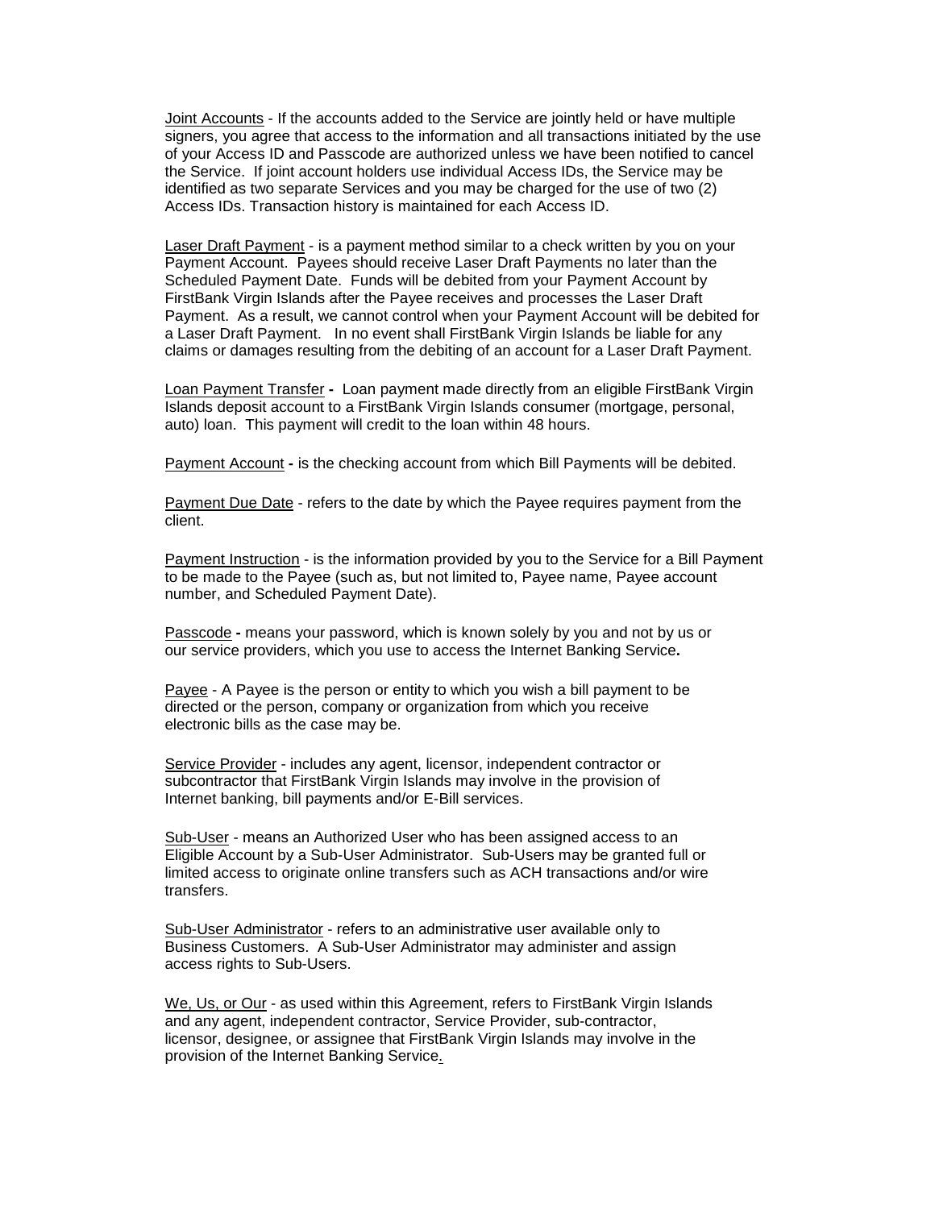Joint Accounts - If the accounts added to the Service are jointly held or have multiple signers, you agree that access to the information and all transactions initiated by the use of your Access ID and Passcode are authorized unless we have been notified to cancel the Service. If joint account holders use individual Access IDs, the Service may be identified as two separate Services and you may be charged for the use of two (2) Access IDs. Transaction history is maintained for each Access ID.

Laser Draft Payment - is a payment method similar to a check written by you on your Payment Account. Payees should receive Laser Draft Payments no later than the Scheduled Payment Date. Funds will be debited from your Payment Account by FirstBank Virgin Islands after the Payee receives and processes the Laser Draft Payment. As a result, we cannot control when your Payment Account will be debited for a Laser Draft Payment. In no event shall FirstBank Virgin Islands be liable for any claims or damages resulting from the debiting of an account for a Laser Draft Payment.

Loan Payment Transfer **-** Loan payment made directly from an eligible FirstBank Virgin Islands deposit account to a FirstBank Virgin Islands consumer (mortgage, personal, auto) loan. This payment will credit to the loan within 48 hours.

Payment Account **-** is the checking account from which Bill Payments will be debited.

Payment Due Date - refers to the date by which the Payee requires payment from the client.

Payment Instruction - is the information provided by you to the Service for a Bill Payment to be made to the Payee (such as, but not limited to, Payee name, Payee account number, and Scheduled Payment Date).

Passcode **-** means your password, which is known solely by you and not by us or our service providers, which you use to access the Internet Banking Service**.**

Payee - A Payee is the person or entity to which you wish a bill payment to be directed or the person, company or organization from which you receive electronic bills as the case may be.

Service Provider - includes any agent, licensor, independent contractor or subcontractor that FirstBank Virgin Islands may involve in the provision of Internet banking, bill payments and/or E-Bill services.

Sub-User - means an Authorized User who has been assigned access to an Eligible Account by a Sub-User Administrator. Sub-Users may be granted full or limited access to originate online transfers such as ACH transactions and/or wire transfers.

Sub-User Administrator - refers to an administrative user available only to Business Customers. A Sub-User Administrator may administer and assign access rights to Sub-Users.

We, Us, or Our - as used within this Agreement, refers to FirstBank Virgin Islands and any agent, independent contractor, Service Provider, sub-contractor, licensor, designee, or assignee that FirstBank Virgin Islands may involve in the provision of the Internet Banking Service.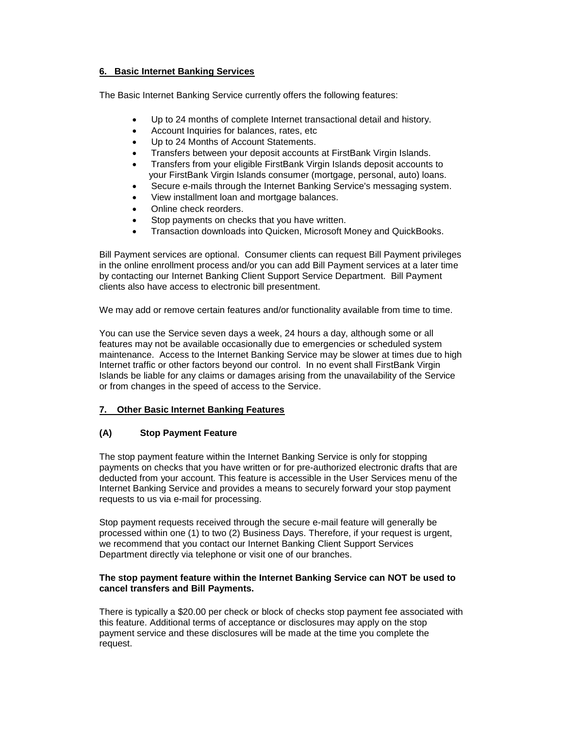## 6. Basic Internet Banking Services

The Basic Internet Banking Service currently offers the following features:

- Up to 24 months of complete Internet transactional detail and history.
- Account Inquiries for balances, rates, etc
- Up to 24 Months of Account Statements.
- Transfers between your deposit accounts at FirstBank Virgin Islands.
- Transfers from your eligible FirstBank Virgin Islands deposit accounts to your FirstBank Virgin Islands consumer (mortgage, personal, auto) loans.
- Secure e-mails through the Internet Banking Service's messaging system.
- View installment loan and mortgage balances.
- Online check reorders.
- Stop payments on checks that you have written.
- Transaction downloads into Quicken, Microsoft Money and QuickBooks.

Bill Payment services are optional. Consumer clients can request Bill Payment privileges in the online enrollment process and/or you can add Bill Payment services at a later time by contacting our Internet Banking Client Support Service Department. Bill Payment clients also have access to electronic bill presentment.

We may add or remove certain features and/or functionality available from time to time.

You can use the Service seven days a week, 24 hours a day, although some or all features may not be available occasionally due to emergencies or scheduled system maintenance. Access to the Internet Banking Service may be slower at times due to high Internet traffic or other factors beyond our control. In no event shall FirstBank Virgin Islands be liable for any claims or damages arising from the unavailability of the Service or from changes in the speed of access to the Service.

## 7. Other Basic Internet Banking Features

### (A) Stop Payment Feature

The stop payment feature within the Internet Banking Service is only for stopping payments on checks that you have written or for pre-authorized electronic drafts that are deducted from your account. This feature is accessible in the User Services menu of the Internet Banking Service and provides a means to securely forward your stop payment requests to us via e-mail for processing.

Stop payment requests received through the secure e-mail feature will generally be processed within one (1) to two (2) Business Days. Therefore, if your request is urgent, we recommend that you contact our Internet Banking Client Support Services Department directly via telephone or visit one of our branches.

**The stop payment feature within the Internet Banking Service can NOT be used to cancel transfers and Bill Payments.**

There is typically a $20.00 per check or block of checks stop payment fee associated with this feature. Additional terms of acceptance or disclosures may apply on the stop payment service and these disclosures will be made at the time you complete the request.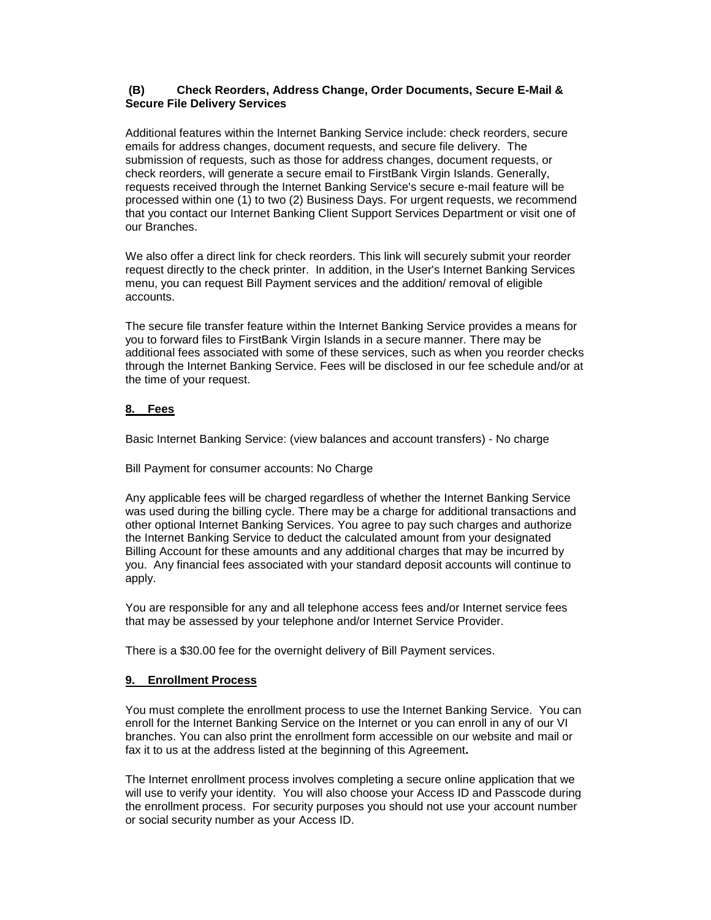**(B) Check Reorders, Address Change, Order Documents, Secure E-Mail & Secure File Delivery Services**

Additional features within the Internet Banking Service include: check reorders, secure emails for address changes, document requests, and secure file delivery. The submission of requests, such as those for address changes, document requests, or check reorders, will generate a secure email to FirstBank Virgin Islands. Generally, requests received through the Internet Banking Service's secure e-mail feature will be processed within one (1) to two (2) Business Days. For urgent requests, we recommend that you contact our Internet Banking Client Support Services Department or visit one of our Branches.

We also offer a direct link for check reorders. This link will securely submit your reorder request directly to the check printer. In addition, in the User's Internet Banking Services menu, you can request Bill Payment services and the addition/ removal of eligible accounts.

The secure file transfer feature within the Internet Banking Service provides a means for you to forward files to FirstBank Virgin Islands in a secure manner. There may be additional fees associated with some of these services, such as when you reorder checks through the Internet Banking Service. Fees will be disclosed in our fee schedule and/or at the time of your request.

## 8. Fees

Basic Internet Banking Service: (view balances and account transfers) - No charge

Bill Payment for consumer accounts: No Charge

Any applicable fees will be charged regardless of whether the Internet Banking Service was used during the billing cycle. There may be a charge for additional transactions and other optional Internet Banking Services. You agree to pay such charges and authorize the Internet Banking Service to deduct the calculated amount from your designated Billing Account for these amounts and any additional charges that may be incurred by you. Any financial fees associated with your standard deposit accounts will continue to apply.

You are responsible for any and all telephone access fees and/or Internet service fees that may be assessed by your telephone and/or Internet Service Provider.

There is a $30.00 fee for the overnight delivery of Bill Payment services.

## 9. Enrollment Process

You must complete the enrollment process to use the Internet Banking Service. You can enroll for the Internet Banking Service on the Internet or you can enroll in any of our VI branches. You can also print the enrollment form accessible on our website and mail or fax it to us at the address listed at the beginning of this Agreement**.**

The Internet enrollment process involves completing a secure online application that we will use to verify your identity. You will also choose your Access ID and Passcode during the enrollment process. For security purposes you should not use your account number or social security number as your Access ID.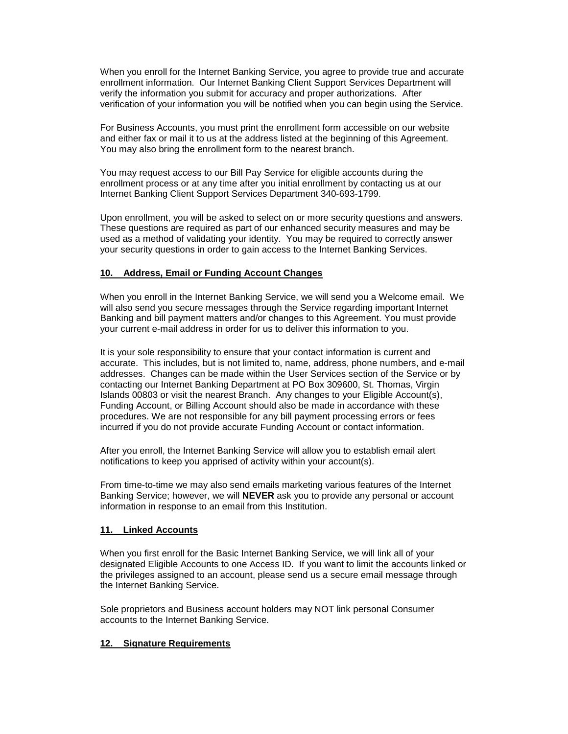When you enroll for the Internet Banking Service, you agree to provide true and accurate enrollment information. Our Internet Banking Client Support Services Department will verify the information you submit for accuracy and proper authorizations. After verification of your information you will be notified when you can begin using the Service.

For Business Accounts, you must print the enrollment form accessible on our website and either fax or mail it to us at the address listed at the beginning of this Agreement. You may also bring the enrollment form to the nearest branch.

You may request access to our Bill Pay Service for eligible accounts during the enrollment process or at any time after you initial enrollment by contacting us at our Internet Banking Client Support Services Department 340-693-1799.

Upon enrollment, you will be asked to select on or more security questions and answers. These questions are required as part of our enhanced security measures and may be used as a method of validating your identity. You may be required to correctly answer your security questions in order to gain access to the Internet Banking Services.

## 10. Address, Email or Funding Account Changes

When you enroll in the Internet Banking Service, we will send you a Welcome email. We will also send you secure messages through the Service regarding important Internet Banking and bill payment matters and/or changes to this Agreement. You must provide your current e-mail address in order for us to deliver this information to you.

It is your sole responsibility to ensure that your contact information is current and accurate. This includes, but is not limited to, name, address, phone numbers, and e-mail addresses. Changes can be made within the User Services section of the Service or by contacting our Internet Banking Department at PO Box 309600, St. Thomas, Virgin Islands 00803 or visit the nearest Branch. Any changes to your Eligible Account(s), Funding Account, or Billing Account should also be made in accordance with these procedures. We are not responsible for any bill payment processing errors or fees incurred if you do not provide accurate Funding Account or contact information.

After you enroll, the Internet Banking Service will allow you to establish email alert notifications to keep you apprised of activity within your account(s).

From time-to-time we may also send emails marketing various features of the Internet Banking Service; however, we will **NEVER** ask you to provide any personal or account information in response to an email from this Institution.

## 11. Linked Accounts

When you first enroll for the Basic Internet Banking Service, we will link all of your designated Eligible Accounts to one Access ID. If you want to limit the accounts linked or the privileges assigned to an account, please send us a secure email message through the Internet Banking Service.

Sole proprietors and Business account holders may NOT link personal Consumer accounts to the Internet Banking Service.

## 12. Signature Requirements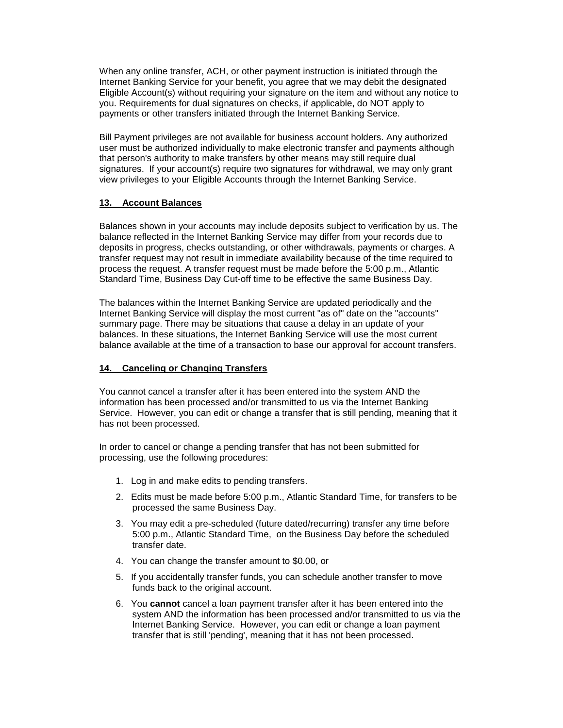When any online transfer, ACH, or other payment instruction is initiated through the Internet Banking Service for your benefit, you agree that we may debit the designated Eligible Account(s) without requiring your signature on the item and without any notice to you. Requirements for dual signatures on checks, if applicable, do NOT apply to payments or other transfers initiated through the Internet Banking Service.

Bill Payment privileges are not available for business account holders. Any authorized user must be authorized individually to make electronic transfer and payments although that person's authority to make transfers by other means may still require dual signatures. If your account(s) require two signatures for withdrawal, we may only grant view privileges to your Eligible Accounts through the Internet Banking Service.

## 13. Account Balances

Balances shown in your accounts may include deposits subject to verification by us. The balance reflected in the Internet Banking Service may differ from your records due to deposits in progress, checks outstanding, or other withdrawals, payments or charges. A transfer request may not result in immediate availability because of the time required to process the request. A transfer request must be made before the 5:00 p.m., Atlantic Standard Time, Business Day Cut-off time to be effective the same Business Day.

The balances within the Internet Banking Service are updated periodically and the Internet Banking Service will display the most current "as of" date on the "accounts" summary page. There may be situations that cause a delay in an update of your balances. In these situations, the Internet Banking Service will use the most current balance available at the time of a transaction to base our approval for account transfers.

## 14. Canceling or Changing Transfers

You cannot cancel a transfer after it has been entered into the system AND the information has been processed and/or transmitted to us via the Internet Banking Service. However, you can edit or change a transfer that is still pending, meaning that it has not been processed.

In order to cancel or change a pending transfer that has not been submitted for processing, use the following procedures:

1. Log in and make edits to pending transfers.
2. Edits must be made before 5:00 p.m., Atlantic Standard Time, for transfers to be processed the same Business Day.
3. You may edit a pre-scheduled (future dated/recurring) transfer any time before 5:00 p.m., Atlantic Standard Time, on the Business Day before the scheduled transfer date.
4. You can change the transfer amount to $0.00, or
5. If you accidentally transfer funds, you can schedule another transfer to move funds back to the original account.
6. You **cannot** cancel a loan payment transfer after it has been entered into the system AND the information has been processed and/or transmitted to us via the Internet Banking Service. However, you can edit or change a loan payment transfer that is still 'pending', meaning that it has not been processed.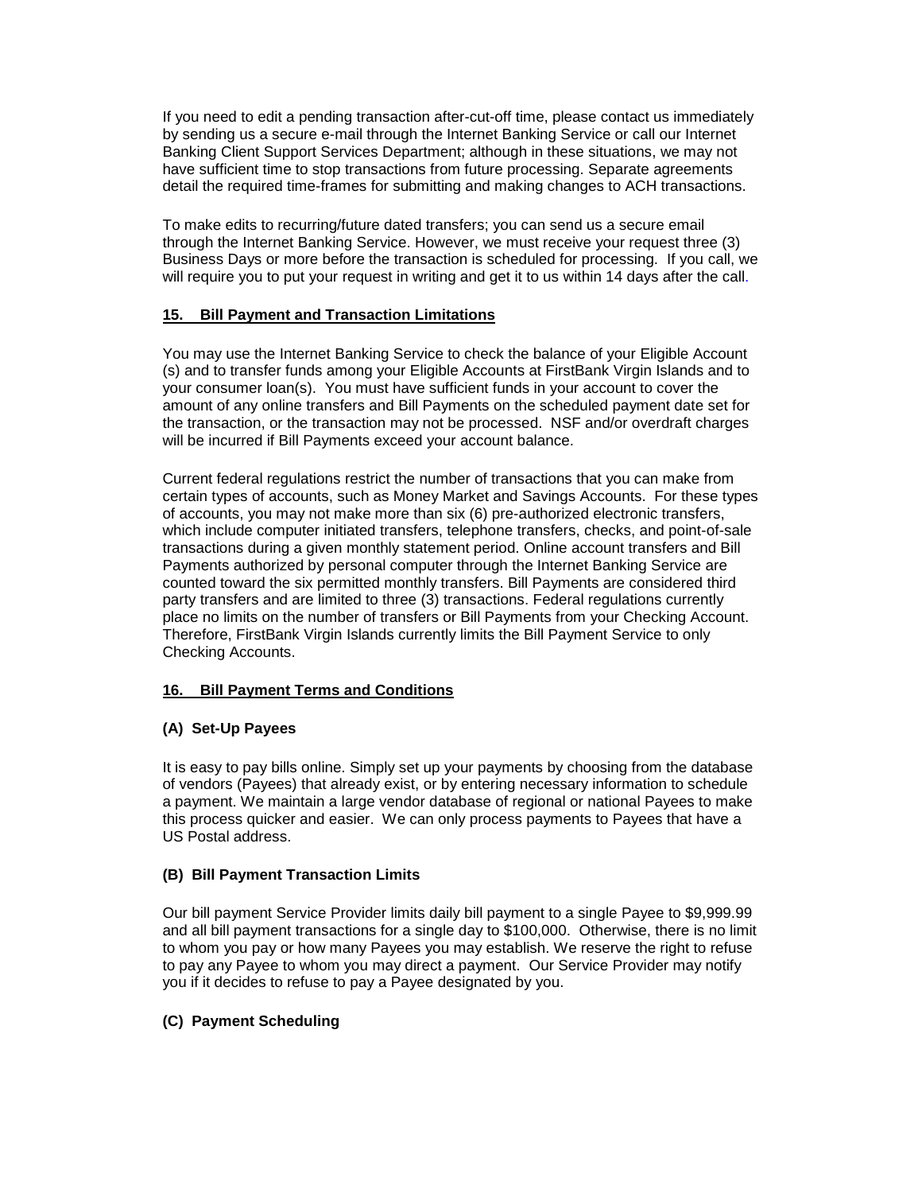If you need to edit a pending transaction after-cut-off time, please contact us immediately by sending us a secure e-mail through the Internet Banking Service or call our Internet Banking Client Support Services Department; although in these situations, we may not have sufficient time to stop transactions from future processing. Separate agreements detail the required time-frames for submitting and making changes to ACH transactions.

To make edits to recurring/future dated transfers; you can send us a secure email through the Internet Banking Service. However, we must receive your request three (3) Business Days or more before the transaction is scheduled for processing. If you call, we will require you to put your request in writing and get it to us within 14 days after the call.

## 15. Bill Payment and Transaction Limitations

You may use the Internet Banking Service to check the balance of your Eligible Account (s) and to transfer funds among your Eligible Accounts at FirstBank Virgin Islands and to your consumer loan(s). You must have sufficient funds in your account to cover the amount of any online transfers and Bill Payments on the scheduled payment date set for the transaction, or the transaction may not be processed. NSF and/or overdraft charges will be incurred if Bill Payments exceed your account balance.

Current federal regulations restrict the number of transactions that you can make from certain types of accounts, such as Money Market and Savings Accounts. For these types of accounts, you may not make more than six (6) pre-authorized electronic transfers, which include computer initiated transfers, telephone transfers, checks, and point-of-sale transactions during a given monthly statement period. Online account transfers and Bill Payments authorized by personal computer through the Internet Banking Service are counted toward the six permitted monthly transfers. Bill Payments are considered third party transfers and are limited to three (3) transactions. Federal regulations currently place no limits on the number of transfers or Bill Payments from your Checking Account. Therefore, FirstBank Virgin Islands currently limits the Bill Payment Service to only Checking Accounts.

## 16. Bill Payment Terms and Conditions

### (A) Set-Up Payees

It is easy to pay bills online. Simply set up your payments by choosing from the database of vendors (Payees) that already exist, or by entering necessary information to schedule a payment. We maintain a large vendor database of regional or national Payees to make this process quicker and easier. We can only process payments to Payees that have a US Postal address.

### (B) Bill Payment Transaction Limits

Our bill payment Service Provider limits daily bill payment to a single Payee to $9,999.99 and all bill payment transactions for a single day to $100,000. Otherwise, there is no limit to whom you pay or how many Payees you may establish. We reserve the right to refuse to pay any Payee to whom you may direct a payment. Our Service Provider may notify you if it decides to refuse to pay a Payee designated by you.

### (C) Payment Scheduling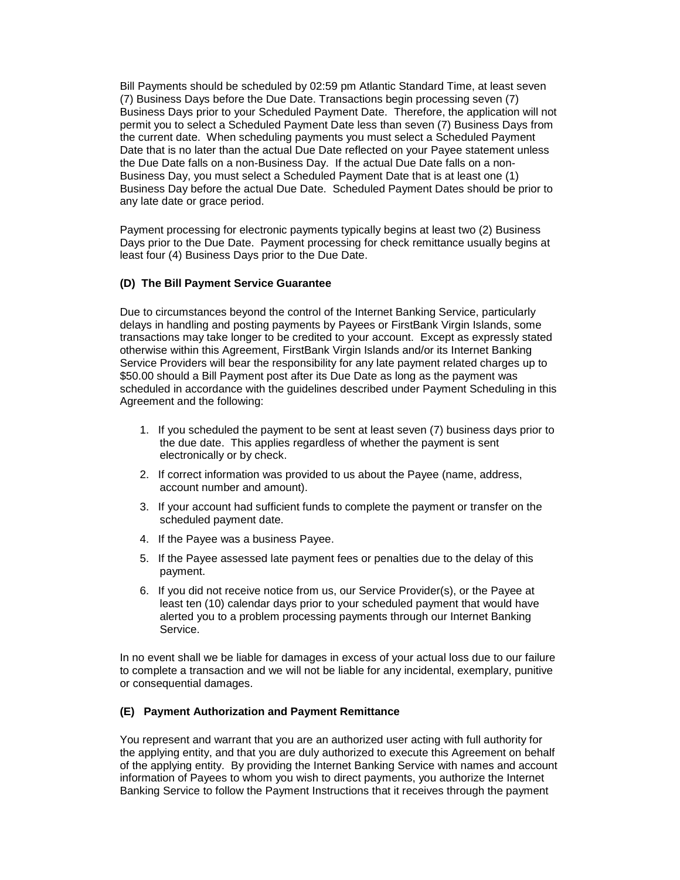Bill Payments should be scheduled by 02:59 pm Atlantic Standard Time, at least seven (7) Business Days before the Due Date. Transactions begin processing seven (7) Business Days prior to your Scheduled Payment Date. Therefore, the application will not permit you to select a Scheduled Payment Date less than seven (7) Business Days from the current date. When scheduling payments you must select a Scheduled Payment Date that is no later than the actual Due Date reflected on your Payee statement unless the Due Date falls on a non-Business Day. If the actual Due Date falls on a non-Business Day, you must select a Scheduled Payment Date that is at least one (1) Business Day before the actual Due Date. Scheduled Payment Dates should be prior to any late date or grace period.

Payment processing for electronic payments typically begins at least two (2) Business Days prior to the Due Date. Payment processing for check remittance usually begins at least four (4) Business Days prior to the Due Date.

**(D) The Bill Payment Service Guarantee**

Due to circumstances beyond the control of the Internet Banking Service, particularly delays in handling and posting payments by Payees or FirstBank Virgin Islands, some transactions may take longer to be credited to your account. Except as expressly stated otherwise within this Agreement, FirstBank Virgin Islands and/or its Internet Banking Service Providers will bear the responsibility for any late payment related charges up to $50.00 should a Bill Payment post after its Due Date as long as the payment was scheduled in accordance with the guidelines described under Payment Scheduling in this Agreement and the following:

1. If you scheduled the payment to be sent at least seven (7) business days prior to the due date. This applies regardless of whether the payment is sent electronically or by check.
2. If correct information was provided to us about the Payee (name, address, account number and amount).
3. If your account had sufficient funds to complete the payment or transfer on the scheduled payment date.
4. If the Payee was a business Payee.
5. If the Payee assessed late payment fees or penalties due to the delay of this payment.
6. If you did not receive notice from us, our Service Provider(s), or the Payee at least ten (10) calendar days prior to your scheduled payment that would have alerted you to a problem processing payments through our Internet Banking Service.

In no event shall we be liable for damages in excess of your actual loss due to our failure to complete a transaction and we will not be liable for any incidental, exemplary, punitive or consequential damages.

**(E) Payment Authorization and Payment Remittance**

You represent and warrant that you are an authorized user acting with full authority for the applying entity, and that you are duly authorized to execute this Agreement on behalf of the applying entity. By providing the Internet Banking Service with names and account information of Payees to whom you wish to direct payments, you authorize the Internet Banking Service to follow the Payment Instructions that it receives through the payment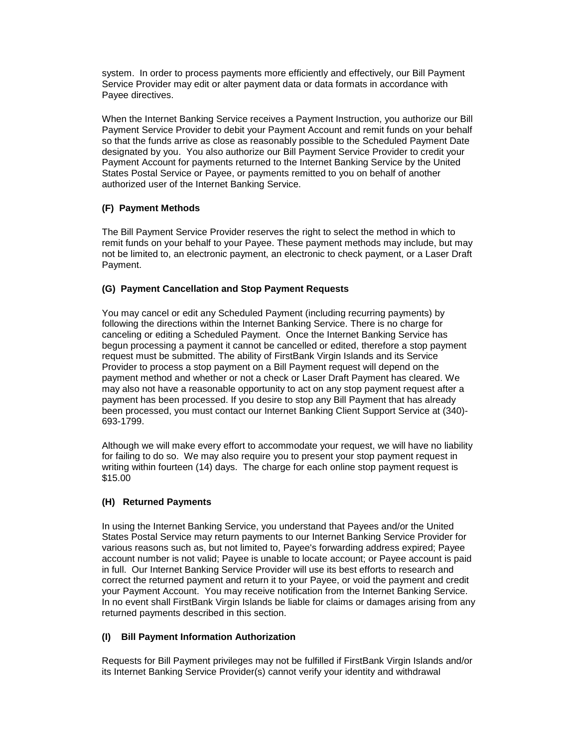system. In order to process payments more efficiently and effectively, our Bill Payment Service Provider may edit or alter payment data or data formats in accordance with Payee directives.

When the Internet Banking Service receives a Payment Instruction, you authorize our Bill Payment Service Provider to debit your Payment Account and remit funds on your behalf so that the funds arrive as close as reasonably possible to the Scheduled Payment Date designated by you. You also authorize our Bill Payment Service Provider to credit your Payment Account for payments returned to the Internet Banking Service by the United States Postal Service or Payee, or payments remitted to you on behalf of another authorized user of the Internet Banking Service.

**(F) Payment Methods**

The Bill Payment Service Provider reserves the right to select the method in which to remit funds on your behalf to your Payee. These payment methods may include, but may not be limited to, an electronic payment, an electronic to check payment, or a Laser Draft Payment.

**(G) Payment Cancellation and Stop Payment Requests**

You may cancel or edit any Scheduled Payment (including recurring payments) by following the directions within the Internet Banking Service. There is no charge for canceling or editing a Scheduled Payment. Once the Internet Banking Service has begun processing a payment it cannot be cancelled or edited, therefore a stop payment request must be submitted. The ability of FirstBank Virgin Islands and its Service Provider to process a stop payment on a Bill Payment request will depend on the payment method and whether or not a check or Laser Draft Payment has cleared. We may also not have a reasonable opportunity to act on any stop payment request after a payment has been processed. If you desire to stop any Bill Payment that has already been processed, you must contact our Internet Banking Client Support Service at (340)-693-1799.

Although we will make every effort to accommodate your request, we will have no liability for failing to do so. We may also require you to present your stop payment request in writing within fourteen (14) days. The charge for each online stop payment request is $15.00

**(H) Returned Payments**

In using the Internet Banking Service, you understand that Payees and/or the United States Postal Service may return payments to our Internet Banking Service Provider for various reasons such as, but not limited to, Payee's forwarding address expired; Payee account number is not valid; Payee is unable to locate account; or Payee account is paid in full. Our Internet Banking Service Provider will use its best efforts to research and correct the returned payment and return it to your Payee, or void the payment and credit your Payment Account. You may receive notification from the Internet Banking Service. In no event shall FirstBank Virgin Islands be liable for claims or damages arising from any returned payments described in this section.

**(I) Bill Payment Information Authorization**

Requests for Bill Payment privileges may not be fulfilled if FirstBank Virgin Islands and/or its Internet Banking Service Provider(s) cannot verify your identity and withdrawal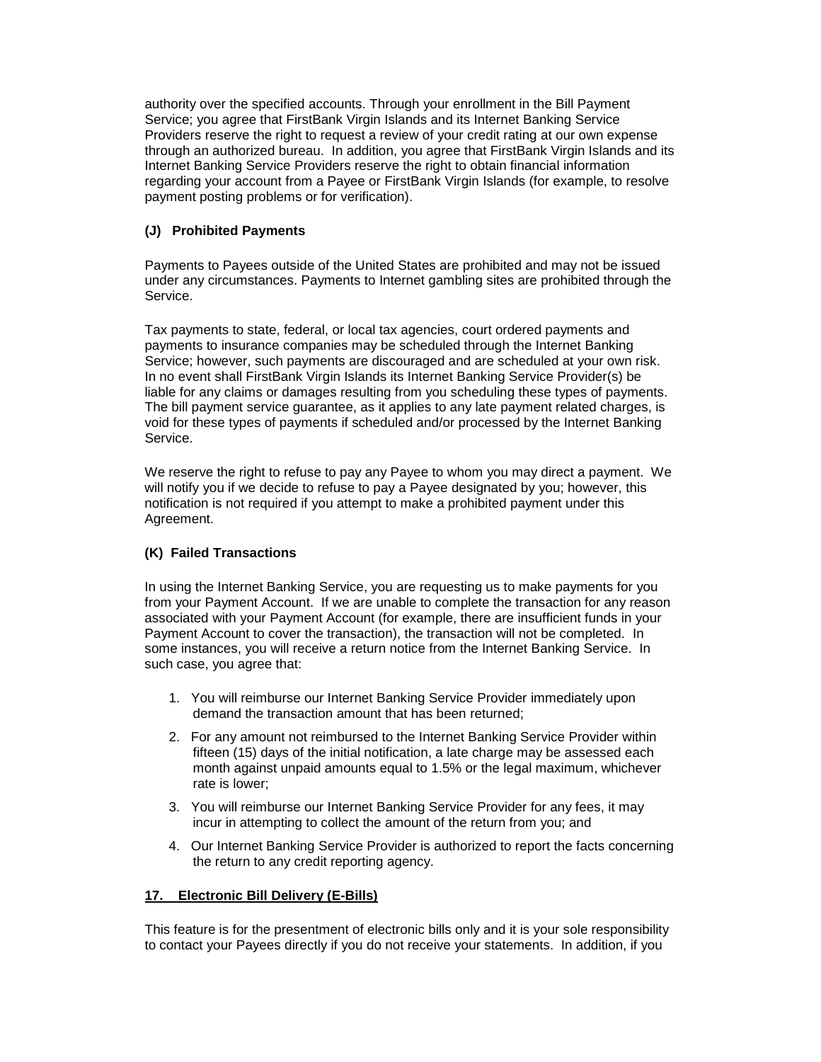authority over the specified accounts. Through your enrollment in the Bill Payment Service; you agree that FirstBank Virgin Islands and its Internet Banking Service Providers reserve the right to request a review of your credit rating at our own expense through an authorized bureau. In addition, you agree that FirstBank Virgin Islands and its Internet Banking Service Providers reserve the right to obtain financial information regarding your account from a Payee or FirstBank Virgin Islands (for example, to resolve payment posting problems or for verification).

**(J) Prohibited Payments**

Payments to Payees outside of the United States are prohibited and may not be issued under any circumstances. Payments to Internet gambling sites are prohibited through the Service.

Tax payments to state, federal, or local tax agencies, court ordered payments and payments to insurance companies may be scheduled through the Internet Banking Service; however, such payments are discouraged and are scheduled at your own risk. In no event shall FirstBank Virgin Islands its Internet Banking Service Provider(s) be liable for any claims or damages resulting from you scheduling these types of payments. The bill payment service guarantee, as it applies to any late payment related charges, is void for these types of payments if scheduled and/or processed by the Internet Banking Service.

We reserve the right to refuse to pay any Payee to whom you may direct a payment. We will notify you if we decide to refuse to pay a Payee designated by you; however, this notification is not required if you attempt to make a prohibited payment under this Agreement.

**(K) Failed Transactions**

In using the Internet Banking Service, you are requesting us to make payments for you from your Payment Account. If we are unable to complete the transaction for any reason associated with your Payment Account (for example, there are insufficient funds in your Payment Account to cover the transaction), the transaction will not be completed. In some instances, you will receive a return notice from the Internet Banking Service. In such case, you agree that:

1. You will reimburse our Internet Banking Service Provider immediately upon demand the transaction amount that has been returned;
2. For any amount not reimbursed to the Internet Banking Service Provider within fifteen (15) days of the initial notification, a late charge may be assessed each month against unpaid amounts equal to 1.5% or the legal maximum, whichever rate is lower;
3. You will reimburse our Internet Banking Service Provider for any fees, it may incur in attempting to collect the amount of the return from you; and
4. Our Internet Banking Service Provider is authorized to report the facts concerning the return to any credit reporting agency.

**17. Electronic Bill Delivery (E-Bills)**

This feature is for the presentment of electronic bills only and it is your sole responsibility to contact your Payees directly if you do not receive your statements. In addition, if you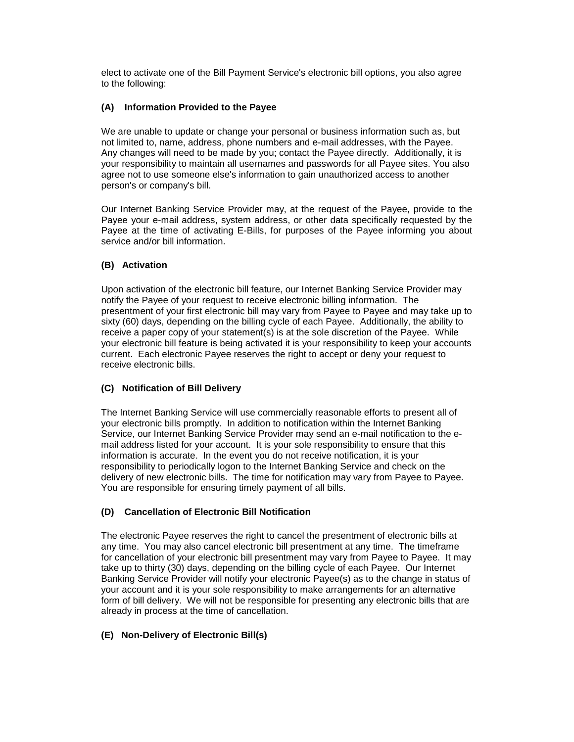elect to activate one of the Bill Payment Service's electronic bill options, you also agree to the following:

**(A) Information Provided to the Payee**

We are unable to update or change your personal or business information such as, but not limited to, name, address, phone numbers and e-mail addresses, with the Payee. Any changes will need to be made by you; contact the Payee directly. Additionally, it is your responsibility to maintain all usernames and passwords for all Payee sites. You also agree not to use someone else's information to gain unauthorized access to another person's or company's bill.

Our Internet Banking Service Provider may, at the request of the Payee, provide to the Payee your e-mail address, system address, or other data specifically requested by the Payee at the time of activating E-Bills, for purposes of the Payee informing you about service and/or bill information.

**(B) Activation**

Upon activation of the electronic bill feature, our Internet Banking Service Provider may notify the Payee of your request to receive electronic billing information. The presentment of your first electronic bill may vary from Payee to Payee and may take up to sixty (60) days, depending on the billing cycle of each Payee. Additionally, the ability to receive a paper copy of your statement(s) is at the sole discretion of the Payee. While your electronic bill feature is being activated it is your responsibility to keep your accounts current. Each electronic Payee reserves the right to accept or deny your request to receive electronic bills.

**(C) Notification of Bill Delivery**

The Internet Banking Service will use commercially reasonable efforts to present all of your electronic bills promptly. In addition to notification within the Internet Banking Service, our Internet Banking Service Provider may send an e-mail notification to the e-mail address listed for your account. It is your sole responsibility to ensure that this information is accurate. In the event you do not receive notification, it is your responsibility to periodically logon to the Internet Banking Service and check on the delivery of new electronic bills. The time for notification may vary from Payee to Payee. You are responsible for ensuring timely payment of all bills.

**(D) Cancellation of Electronic Bill Notification**

The electronic Payee reserves the right to cancel the presentment of electronic bills at any time. You may also cancel electronic bill presentment at any time. The timeframe for cancellation of your electronic bill presentment may vary from Payee to Payee. It may take up to thirty (30) days, depending on the billing cycle of each Payee. Our Internet Banking Service Provider will notify your electronic Payee(s) as to the change in status of your account and it is your sole responsibility to make arrangements for an alternative form of bill delivery. We will not be responsible for presenting any electronic bills that are already in process at the time of cancellation.

**(E) Non-Delivery of Electronic Bill(s)**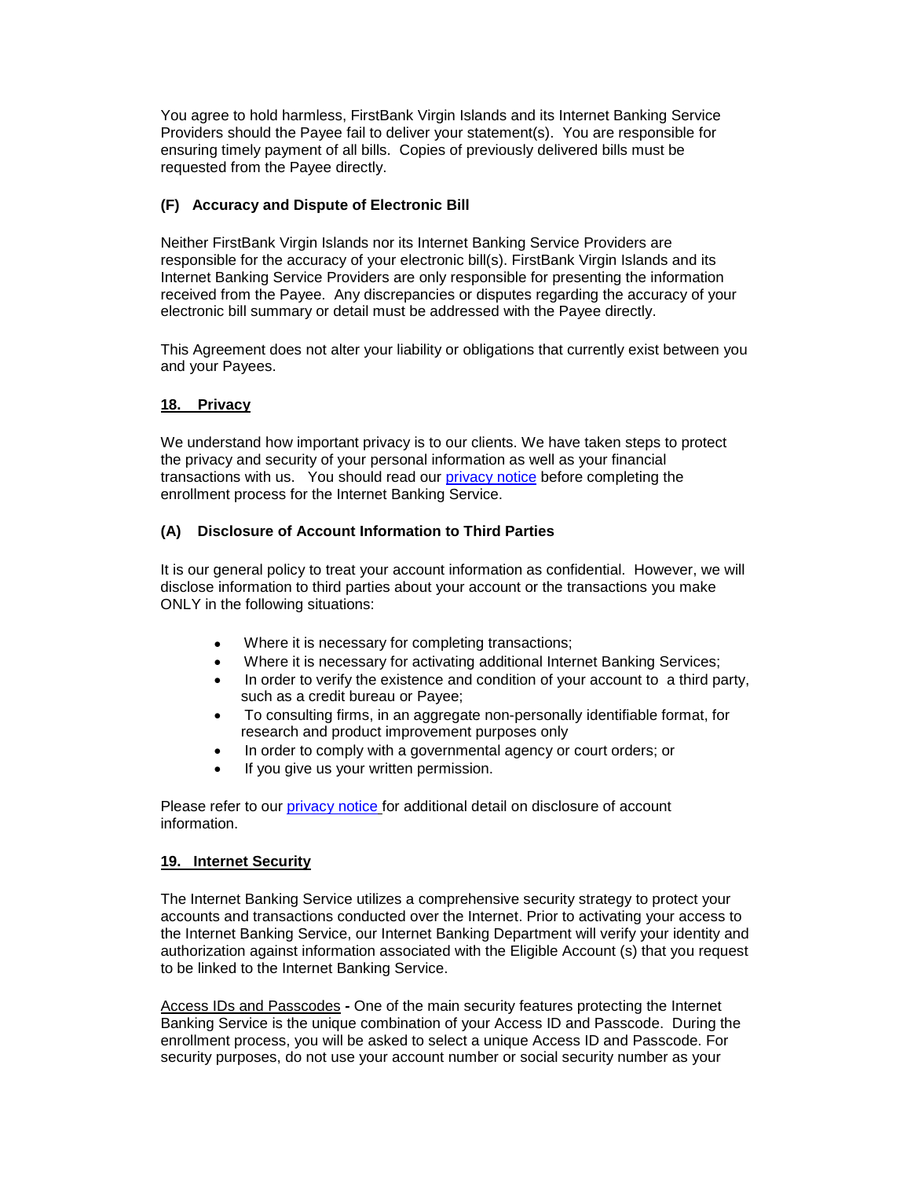You agree to hold harmless, FirstBank Virgin Islands and its Internet Banking Service Providers should the Payee fail to deliver your statement(s). You are responsible for ensuring timely payment of all bills. Copies of previously delivered bills must be requested from the Payee directly.

**(F) Accuracy and Dispute of Electronic Bill**

Neither FirstBank Virgin Islands nor its Internet Banking Service Providers are responsible for the accuracy of your electronic bill(s). FirstBank Virgin Islands and its Internet Banking Service Providers are only responsible for presenting the information received from the Payee. Any discrepancies or disputes regarding the accuracy of your electronic bill summary or detail must be addressed with the Payee directly.

This Agreement does not alter your liability or obligations that currently exist between you and your Payees.

## 18. Privacy

We understand how important privacy is to our clients. We have taken steps to protect the privacy and security of your personal information as well as your financial transactions with us. You should read our privacy notice before completing the enrollment process for the Internet Banking Service.

**(A) Disclosure of Account Information to Third Parties**

It is our general policy to treat your account information as confidential. However, we will disclose information to third parties about your account or the transactions you make ONLY in the following situations:

- Where it is necessary for completing transactions;
- Where it is necessary for activating additional Internet Banking Services;
- In order to verify the existence and condition of your account to a third party, such as a credit bureau or Payee;
- To consulting firms, in an aggregate non-personally identifiable format, for research and product improvement purposes only
- In order to comply with a governmental agency or court orders; or
- If you give us your written permission.

Please refer to our privacy notice for additional detail on disclosure of account information.

## 19. Internet Security

The Internet Banking Service utilizes a comprehensive security strategy to protect your accounts and transactions conducted over the Internet. Prior to activating your access to the Internet Banking Service, our Internet Banking Department will verify your identity and authorization against information associated with the Eligible Account (s) that you request to be linked to the Internet Banking Service.

Access IDs and Passcodes **-** One of the main security features protecting the Internet Banking Service is the unique combination of your Access ID and Passcode. During the enrollment process, you will be asked to select a unique Access ID and Passcode. For security purposes, do not use your account number or social security number as your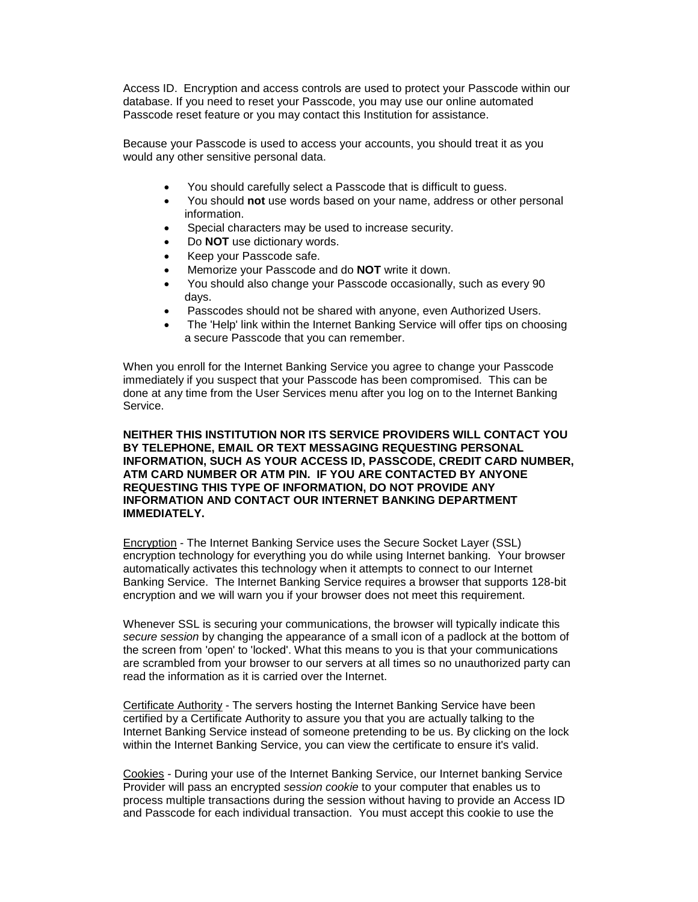Access ID. Encryption and access controls are used to protect your Passcode within our database. If you need to reset your Passcode, you may use our online automated Passcode reset feature or you may contact this Institution for assistance.

Because your Passcode is used to access your accounts, you should treat it as you would any other sensitive personal data.

- You should carefully select a Passcode that is difficult to guess.
- You should **not** use words based on your name, address or other personal information.
- Special characters may be used to increase security.
- Do **NOT** use dictionary words.
- Keep your Passcode safe.
- Memorize your Passcode and do **NOT** write it down.
- You should also change your Passcode occasionally, such as every 90 days.
- Passcodes should not be shared with anyone, even Authorized Users.
- The 'Help' link within the Internet Banking Service will offer tips on choosing a secure Passcode that you can remember.

When you enroll for the Internet Banking Service you agree to change your Passcode immediately if you suspect that your Passcode has been compromised. This can be done at any time from the User Services menu after you log on to the Internet Banking Service.

**NEITHER THIS INSTITUTION NOR ITS SERVICE PROVIDERS WILL CONTACT YOU BY TELEPHONE, EMAIL OR TEXT MESSAGING REQUESTING PERSONAL INFORMATION, SUCH AS YOUR ACCESS ID, PASSCODE, CREDIT CARD NUMBER, ATM CARD NUMBER OR ATM PIN. IF YOU ARE CONTACTED BY ANYONE REQUESTING THIS TYPE OF INFORMATION, DO NOT PROVIDE ANY INFORMATION AND CONTACT OUR INTERNET BANKING DEPARTMENT IMMEDIATELY.**

Encryption - The Internet Banking Service uses the Secure Socket Layer (SSL) encryption technology for everything you do while using Internet banking. Your browser automatically activates this technology when it attempts to connect to our Internet Banking Service. The Internet Banking Service requires a browser that supports 128-bit encryption and we will warn you if your browser does not meet this requirement.

Whenever SSL is securing your communications, the browser will typically indicate this *secure session* by changing the appearance of a small icon of a padlock at the bottom of the screen from 'open' to 'locked'. What this means to you is that your communications are scrambled from your browser to our servers at all times so no unauthorized party can read the information as it is carried over the Internet.

Certificate Authority - The servers hosting the Internet Banking Service have been certified by a Certificate Authority to assure you that you are actually talking to the Internet Banking Service instead of someone pretending to be us. By clicking on the lock within the Internet Banking Service, you can view the certificate to ensure it's valid.

Cookies - During your use of the Internet Banking Service, our Internet banking Service Provider will pass an encrypted *session cookie* to your computer that enables us to process multiple transactions during the session without having to provide an Access ID and Passcode for each individual transaction. You must accept this cookie to use the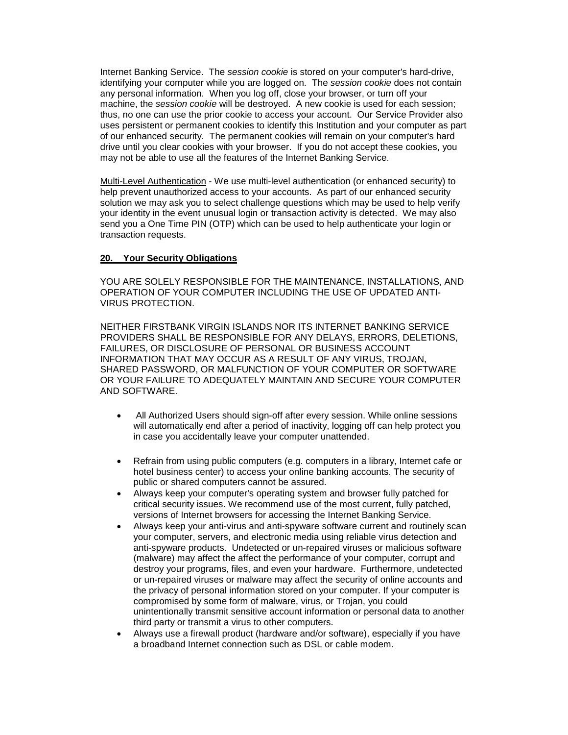Internet Banking Service. The *session cookie* is stored on your computer's hard-drive, identifying your computer while you are logged on. The *session cookie* does not contain any personal information. When you log off, close your browser, or turn off your machine, the *session cookie* will be destroyed. A new cookie is used for each session; thus, no one can use the prior cookie to access your account. Our Service Provider also uses persistent or permanent cookies to identify this Institution and your computer as part of our enhanced security. The permanent cookies will remain on your computer's hard drive until you clear cookies with your browser. If you do not accept these cookies, you may not be able to use all the features of the Internet Banking Service.

Multi-Level Authentication - We use multi-level authentication (or enhanced security) to help prevent unauthorized access to your accounts. As part of our enhanced security solution we may ask you to select challenge questions which may be used to help verify your identity in the event unusual login or transaction activity is detected. We may also send you a One Time PIN (OTP) which can be used to help authenticate your login or transaction requests.

## 20. Your Security Obligations

YOU ARE SOLELY RESPONSIBLE FOR THE MAINTENANCE, INSTALLATIONS, AND OPERATION OF YOUR COMPUTER INCLUDING THE USE OF UPDATED ANTI-VIRUS PROTECTION.

NEITHER FIRSTBANK VIRGIN ISLANDS NOR ITS INTERNET BANKING SERVICE PROVIDERS SHALL BE RESPONSIBLE FOR ANY DELAYS, ERRORS, DELETIONS, FAILURES, OR DISCLOSURE OF PERSONAL OR BUSINESS ACCOUNT INFORMATION THAT MAY OCCUR AS A RESULT OF ANY VIRUS, TROJAN, SHARED PASSWORD, OR MALFUNCTION OF YOUR COMPUTER OR SOFTWARE OR YOUR FAILURE TO ADEQUATELY MAINTAIN AND SECURE YOUR COMPUTER AND SOFTWARE.

- All Authorized Users should sign-off after every session. While online sessions will automatically end after a period of inactivity, logging off can help protect you in case you accidentally leave your computer unattended.
- Refrain from using public computers (e.g. computers in a library, Internet cafe or hotel business center) to access your online banking accounts. The security of public or shared computers cannot be assured.
- Always keep your computer's operating system and browser fully patched for critical security issues. We recommend use of the most current, fully patched, versions of Internet browsers for accessing the Internet Banking Service.
- Always keep your anti-virus and anti-spyware software current and routinely scan your computer, servers, and electronic media using reliable virus detection and anti-spyware products. Undetected or un-repaired viruses or malicious software (malware) may affect the affect the performance of your computer, corrupt and destroy your programs, files, and even your hardware. Furthermore, undetected or un-repaired viruses or malware may affect the security of online accounts and the privacy of personal information stored on your computer. If your computer is compromised by some form of malware, virus, or Trojan, you could unintentionally transmit sensitive account information or personal data to another third party or transmit a virus to other computers.
- Always use a firewall product (hardware and/or software), especially if you have a broadband Internet connection such as DSL or cable modem.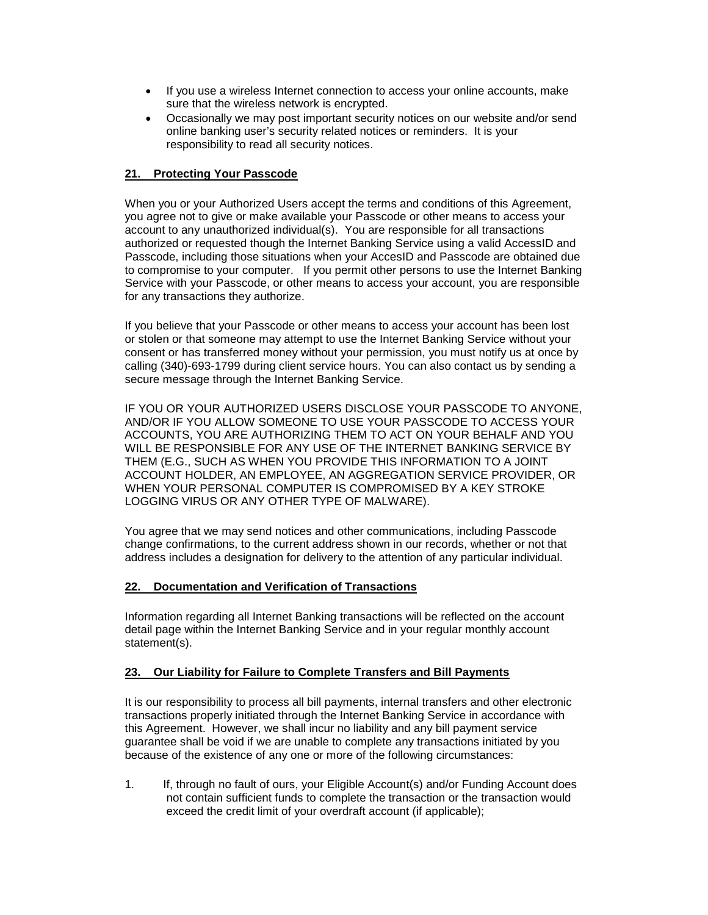- If you use a wireless Internet connection to access your online accounts, make sure that the wireless network is encrypted.
- Occasionally we may post important security notices on our website and/or send online banking user's security related notices or reminders. It is your responsibility to read all security notices.

## 21. Protecting Your Passcode

When you or your Authorized Users accept the terms and conditions of this Agreement, you agree not to give or make available your Passcode or other means to access your account to any unauthorized individual(s). You are responsible for all transactions authorized or requested though the Internet Banking Service using a valid AccessID and Passcode, including those situations when your AccesID and Passcode are obtained due to compromise to your computer. If you permit other persons to use the Internet Banking Service with your Passcode, or other means to access your account, you are responsible for any transactions they authorize.

If you believe that your Passcode or other means to access your account has been lost or stolen or that someone may attempt to use the Internet Banking Service without your consent or has transferred money without your permission, you must notify us at once by calling (340)-693-1799 during client service hours. You can also contact us by sending a secure message through the Internet Banking Service.

IF YOU OR YOUR AUTHORIZED USERS DISCLOSE YOUR PASSCODE TO ANYONE, AND/OR IF YOU ALLOW SOMEONE TO USE YOUR PASSCODE TO ACCESS YOUR ACCOUNTS, YOU ARE AUTHORIZING THEM TO ACT ON YOUR BEHALF AND YOU WILL BE RESPONSIBLE FOR ANY USE OF THE INTERNET BANKING SERVICE BY THEM (E.G., SUCH AS WHEN YOU PROVIDE THIS INFORMATION TO A JOINT ACCOUNT HOLDER, AN EMPLOYEE, AN AGGREGATION SERVICE PROVIDER, OR WHEN YOUR PERSONAL COMPUTER IS COMPROMISED BY A KEY STROKE LOGGING VIRUS OR ANY OTHER TYPE OF MALWARE).

You agree that we may send notices and other communications, including Passcode change confirmations, to the current address shown in our records, whether or not that address includes a designation for delivery to the attention of any particular individual.

## 22. Documentation and Verification of Transactions

Information regarding all Internet Banking transactions will be reflected on the account detail page within the Internet Banking Service and in your regular monthly account statement(s).

## 23. Our Liability for Failure to Complete Transfers and Bill Payments

It is our responsibility to process all bill payments, internal transfers and other electronic transactions properly initiated through the Internet Banking Service in accordance with this Agreement. However, we shall incur no liability and any bill payment service guarantee shall be void if we are unable to complete any transactions initiated by you because of the existence of any one or more of the following circumstances:

1. If, through no fault of ours, your Eligible Account(s) and/or Funding Account does not contain sufficient funds to complete the transaction or the transaction would exceed the credit limit of your overdraft account (if applicable);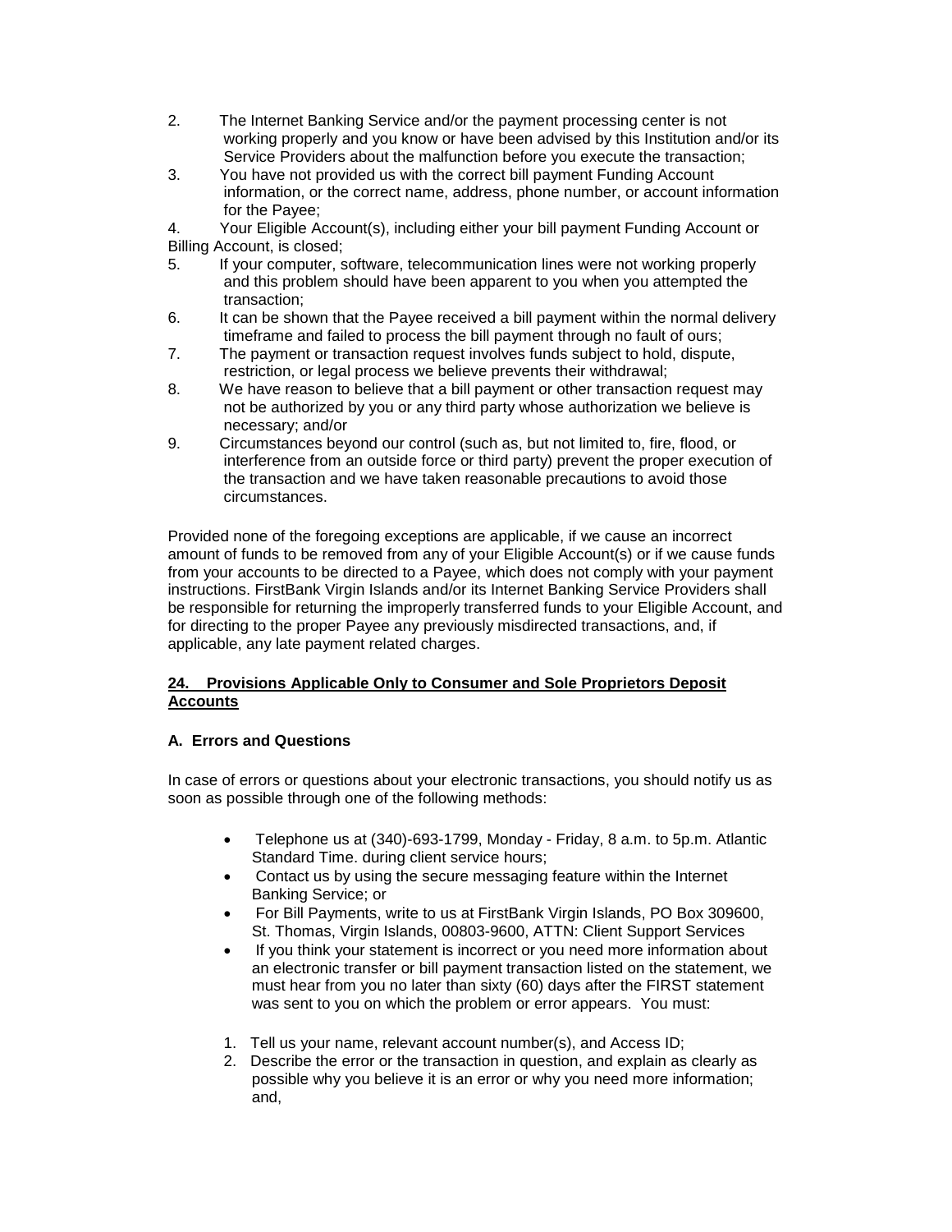2. The Internet Banking Service and/or the payment processing center is not working properly and you know or have been advised by this Institution and/or its Service Providers about the malfunction before you execute the transaction;
3. You have not provided us with the correct bill payment Funding Account information, or the correct name, address, phone number, or account information for the Payee;
4. Your Eligible Account(s), including either your bill payment Funding Account or Billing Account, is closed;
5. If your computer, software, telecommunication lines were not working properly and this problem should have been apparent to you when you attempted the transaction;
6. It can be shown that the Payee received a bill payment within the normal delivery timeframe and failed to process the bill payment through no fault of ours;
7. The payment or transaction request involves funds subject to hold, dispute, restriction, or legal process we believe prevents their withdrawal;
8. We have reason to believe that a bill payment or other transaction request may not be authorized by you or any third party whose authorization we believe is necessary; and/or
9. Circumstances beyond our control (such as, but not limited to, fire, flood, or interference from an outside force or third party) prevent the proper execution of the transaction and we have taken reasonable precautions to avoid those circumstances.

Provided none of the foregoing exceptions are applicable, if we cause an incorrect amount of funds to be removed from any of your Eligible Account(s) or if we cause funds from your accounts to be directed to a Payee, which does not comply with your payment instructions. FirstBank Virgin Islands and/or its Internet Banking Service Providers shall be responsible for returning the improperly transferred funds to your Eligible Account, and for directing to the proper Payee any previously misdirected transactions, and, if applicable, any late payment related charges.

## 24. Provisions Applicable Only to Consumer and Sole Proprietors Deposit Accounts

### A. Errors and Questions

In case of errors or questions about your electronic transactions, you should notify us as soon as possible through one of the following methods:

- Telephone us at (340)-693-1799, Monday - Friday, 8 a.m. to 5p.m. Atlantic Standard Time. during client service hours;
- Contact us by using the secure messaging feature within the Internet Banking Service; or
- For Bill Payments, write to us at FirstBank Virgin Islands, PO Box 309600, St. Thomas, Virgin Islands, 00803-9600, ATTN: Client Support Services
- If you think your statement is incorrect or you need more information about an electronic transfer or bill payment transaction listed on the statement, we must hear from you no later than sixty (60) days after the FIRST statement was sent to you on which the problem or error appears. You must:

1. Tell us your name, relevant account number(s), and Access ID;
2. Describe the error or the transaction in question, and explain as clearly as possible why you believe it is an error or why you need more information; and,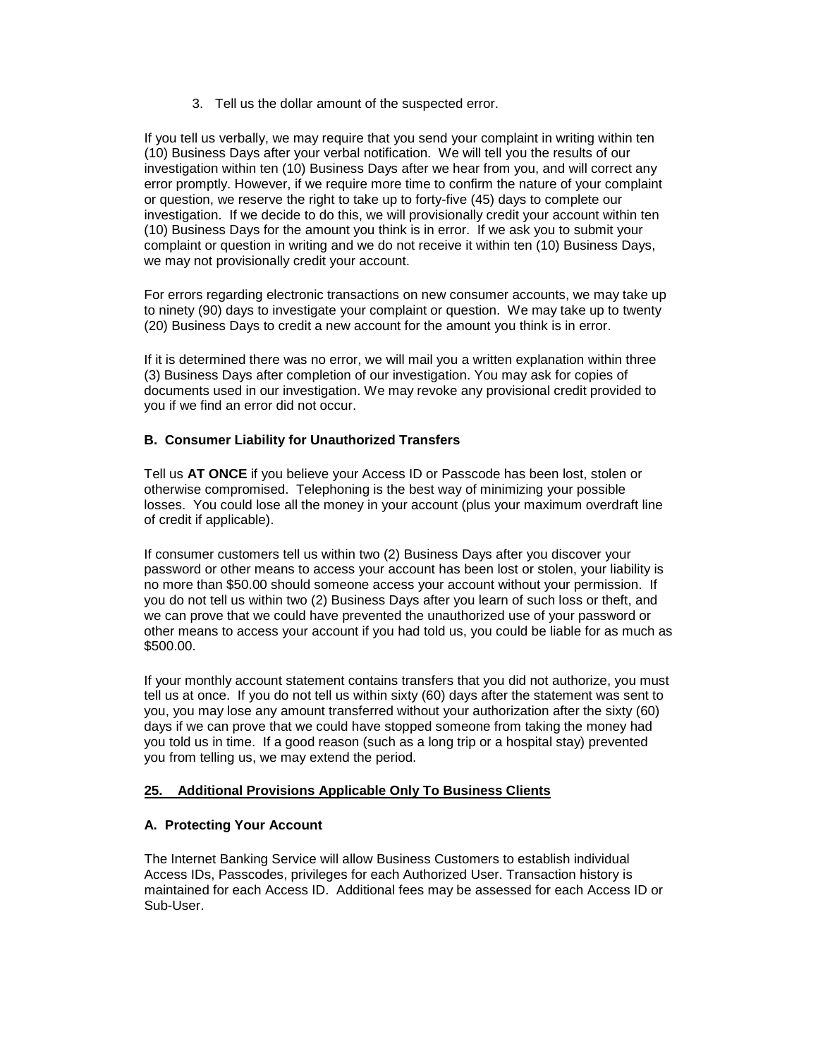3. Tell us the dollar amount of the suspected error.

If you tell us verbally, we may require that you send your complaint in writing within ten (10) Business Days after your verbal notification. We will tell you the results of our investigation within ten (10) Business Days after we hear from you, and will correct any error promptly. However, if we require more time to confirm the nature of your complaint or question, we reserve the right to take up to forty-five (45) days to complete our investigation. If we decide to do this, we will provisionally credit your account within ten (10) Business Days for the amount you think is in error. If we ask you to submit your complaint or question in writing and we do not receive it within ten (10) Business Days, we may not provisionally credit your account.

For errors regarding electronic transactions on new consumer accounts, we may take up to ninety (90) days to investigate your complaint or question. We may take up to twenty (20) Business Days to credit a new account for the amount you think is in error.

If it is determined there was no error, we will mail you a written explanation within three (3) Business Days after completion of our investigation. You may ask for copies of documents used in our investigation. We may revoke any provisional credit provided to you if we find an error did not occur.

### B. Consumer Liability for Unauthorized Transfers

Tell us **AT ONCE** if you believe your Access ID or Passcode has been lost, stolen or otherwise compromised. Telephoning is the best way of minimizing your possible losses. You could lose all the money in your account (plus your maximum overdraft line of credit if applicable).

If consumer customers tell us within two (2) Business Days after you discover your password or other means to access your account has been lost or stolen, your liability is no more than $50.00 should someone access your account without your permission. If you do not tell us within two (2) Business Days after you learn of such loss or theft, and we can prove that we could have prevented the unauthorized use of your password or other means to access your account if you had told us, you could be liable for as much as $500.00.

If your monthly account statement contains transfers that you did not authorize, you must tell us at once. If you do not tell us within sixty (60) days after the statement was sent to you, you may lose any amount transferred without your authorization after the sixty (60) days if we can prove that we could have stopped someone from taking the money had you told us in time. If a good reason (such as a long trip or a hospital stay) prevented you from telling us, we may extend the period.

## 25. Additional Provisions Applicable Only To Business Clients

### A. Protecting Your Account

The Internet Banking Service will allow Business Customers to establish individual Access IDs, Passcodes, privileges for each Authorized User. Transaction history is maintained for each Access ID. Additional fees may be assessed for each Access ID or Sub-User.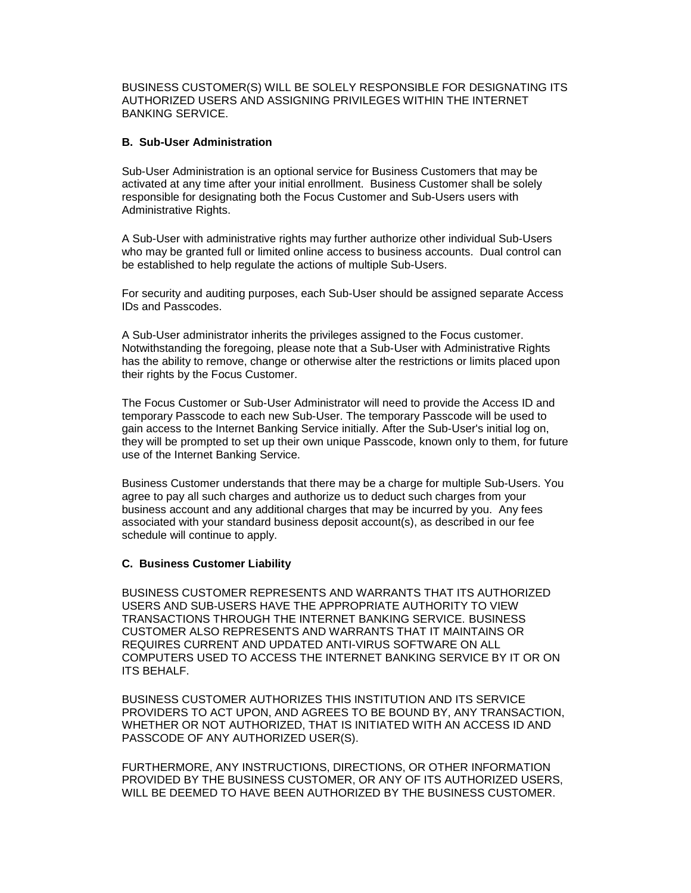BUSINESS CUSTOMER(S) WILL BE SOLELY RESPONSIBLE FOR DESIGNATING ITS AUTHORIZED USERS AND ASSIGNING PRIVILEGES WITHIN THE INTERNET BANKING SERVICE.

**B. Sub-User Administration**

Sub-User Administration is an optional service for Business Customers that may be activated at any time after your initial enrollment. Business Customer shall be solely responsible for designating both the Focus Customer and Sub-Users users with Administrative Rights.

A Sub-User with administrative rights may further authorize other individual Sub-Users who may be granted full or limited online access to business accounts. Dual control can be established to help regulate the actions of multiple Sub-Users.

For security and auditing purposes, each Sub-User should be assigned separate Access IDs and Passcodes.

A Sub-User administrator inherits the privileges assigned to the Focus customer. Notwithstanding the foregoing, please note that a Sub-User with Administrative Rights has the ability to remove, change or otherwise alter the restrictions or limits placed upon their rights by the Focus Customer.

The Focus Customer or Sub-User Administrator will need to provide the Access ID and temporary Passcode to each new Sub-User. The temporary Passcode will be used to gain access to the Internet Banking Service initially. After the Sub-User's initial log on, they will be prompted to set up their own unique Passcode, known only to them, for future use of the Internet Banking Service.

Business Customer understands that there may be a charge for multiple Sub-Users. You agree to pay all such charges and authorize us to deduct such charges from your business account and any additional charges that may be incurred by you. Any fees associated with your standard business deposit account(s), as described in our fee schedule will continue to apply.

**C. Business Customer Liability**

BUSINESS CUSTOMER REPRESENTS AND WARRANTS THAT ITS AUTHORIZED USERS AND SUB-USERS HAVE THE APPROPRIATE AUTHORITY TO VIEW TRANSACTIONS THROUGH THE INTERNET BANKING SERVICE. BUSINESS CUSTOMER ALSO REPRESENTS AND WARRANTS THAT IT MAINTAINS OR REQUIRES CURRENT AND UPDATED ANTI-VIRUS SOFTWARE ON ALL COMPUTERS USED TO ACCESS THE INTERNET BANKING SERVICE BY IT OR ON ITS BEHALF.

BUSINESS CUSTOMER AUTHORIZES THIS INSTITUTION AND ITS SERVICE PROVIDERS TO ACT UPON, AND AGREES TO BE BOUND BY, ANY TRANSACTION, WHETHER OR NOT AUTHORIZED, THAT IS INITIATED WITH AN ACCESS ID AND PASSCODE OF ANY AUTHORIZED USER(S).

FURTHERMORE, ANY INSTRUCTIONS, DIRECTIONS, OR OTHER INFORMATION PROVIDED BY THE BUSINESS CUSTOMER, OR ANY OF ITS AUTHORIZED USERS, WILL BE DEEMED TO HAVE BEEN AUTHORIZED BY THE BUSINESS CUSTOMER.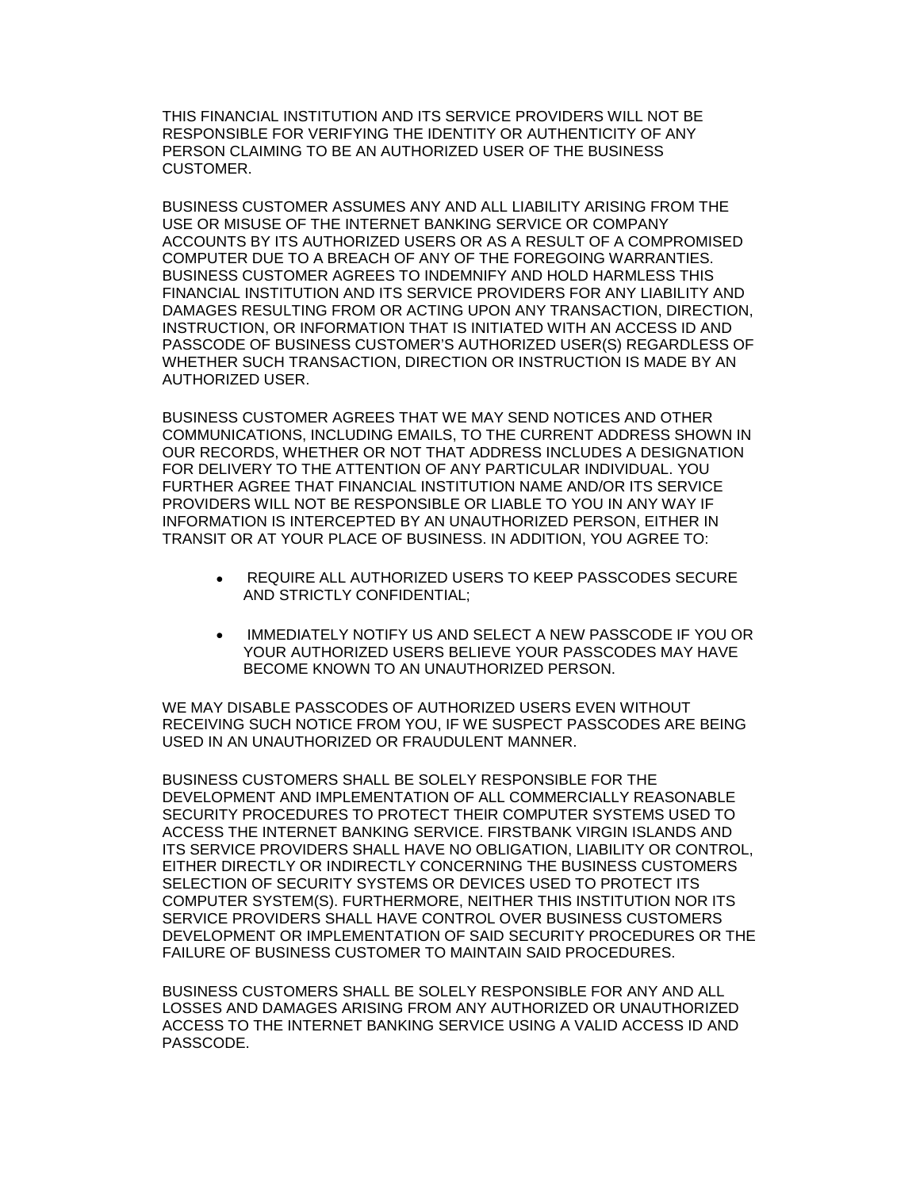THIS FINANCIAL INSTITUTION AND ITS SERVICE PROVIDERS WILL NOT BE RESPONSIBLE FOR VERIFYING THE IDENTITY OR AUTHENTICITY OF ANY PERSON CLAIMING TO BE AN AUTHORIZED USER OF THE BUSINESS CUSTOMER.

BUSINESS CUSTOMER ASSUMES ANY AND ALL LIABILITY ARISING FROM THE USE OR MISUSE OF THE INTERNET BANKING SERVICE OR COMPANY ACCOUNTS BY ITS AUTHORIZED USERS OR AS A RESULT OF A COMPROMISED COMPUTER DUE TO A BREACH OF ANY OF THE FOREGOING WARRANTIES. BUSINESS CUSTOMER AGREES TO INDEMNIFY AND HOLD HARMLESS THIS FINANCIAL INSTITUTION AND ITS SERVICE PROVIDERS FOR ANY LIABILITY AND DAMAGES RESULTING FROM OR ACTING UPON ANY TRANSACTION, DIRECTION, INSTRUCTION, OR INFORMATION THAT IS INITIATED WITH AN ACCESS ID AND PASSCODE OF BUSINESS CUSTOMER'S AUTHORIZED USER(S) REGARDLESS OF WHETHER SUCH TRANSACTION, DIRECTION OR INSTRUCTION IS MADE BY AN AUTHORIZED USER.

BUSINESS CUSTOMER AGREES THAT WE MAY SEND NOTICES AND OTHER COMMUNICATIONS, INCLUDING EMAILS, TO THE CURRENT ADDRESS SHOWN IN OUR RECORDS, WHETHER OR NOT THAT ADDRESS INCLUDES A DESIGNATION FOR DELIVERY TO THE ATTENTION OF ANY PARTICULAR INDIVIDUAL. YOU FURTHER AGREE THAT FINANCIAL INSTITUTION NAME AND/OR ITS SERVICE PROVIDERS WILL NOT BE RESPONSIBLE OR LIABLE TO YOU IN ANY WAY IF INFORMATION IS INTERCEPTED BY AN UNAUTHORIZED PERSON, EITHER IN TRANSIT OR AT YOUR PLACE OF BUSINESS. IN ADDITION, YOU AGREE TO:

- REQUIRE ALL AUTHORIZED USERS TO KEEP PASSCODES SECURE AND STRICTLY CONFIDENTIAL;
- IMMEDIATELY NOTIFY US AND SELECT A NEW PASSCODE IF YOU OR YOUR AUTHORIZED USERS BELIEVE YOUR PASSCODES MAY HAVE BECOME KNOWN TO AN UNAUTHORIZED PERSON.

WE MAY DISABLE PASSCODES OF AUTHORIZED USERS EVEN WITHOUT RECEIVING SUCH NOTICE FROM YOU, IF WE SUSPECT PASSCODES ARE BEING USED IN AN UNAUTHORIZED OR FRAUDULENT MANNER.

BUSINESS CUSTOMERS SHALL BE SOLELY RESPONSIBLE FOR THE DEVELOPMENT AND IMPLEMENTATION OF ALL COMMERCIALLY REASONABLE SECURITY PROCEDURES TO PROTECT THEIR COMPUTER SYSTEMS USED TO ACCESS THE INTERNET BANKING SERVICE. FIRSTBANK VIRGIN ISLANDS AND ITS SERVICE PROVIDERS SHALL HAVE NO OBLIGATION, LIABILITY OR CONTROL, EITHER DIRECTLY OR INDIRECTLY CONCERNING THE BUSINESS CUSTOMERS SELECTION OF SECURITY SYSTEMS OR DEVICES USED TO PROTECT ITS COMPUTER SYSTEM(S). FURTHERMORE, NEITHER THIS INSTITUTION NOR ITS SERVICE PROVIDERS SHALL HAVE CONTROL OVER BUSINESS CUSTOMERS DEVELOPMENT OR IMPLEMENTATION OF SAID SECURITY PROCEDURES OR THE FAILURE OF BUSINESS CUSTOMER TO MAINTAIN SAID PROCEDURES.

BUSINESS CUSTOMERS SHALL BE SOLELY RESPONSIBLE FOR ANY AND ALL LOSSES AND DAMAGES ARISING FROM ANY AUTHORIZED OR UNAUTHORIZED ACCESS TO THE INTERNET BANKING SERVICE USING A VALID ACCESS ID AND PASSCODE.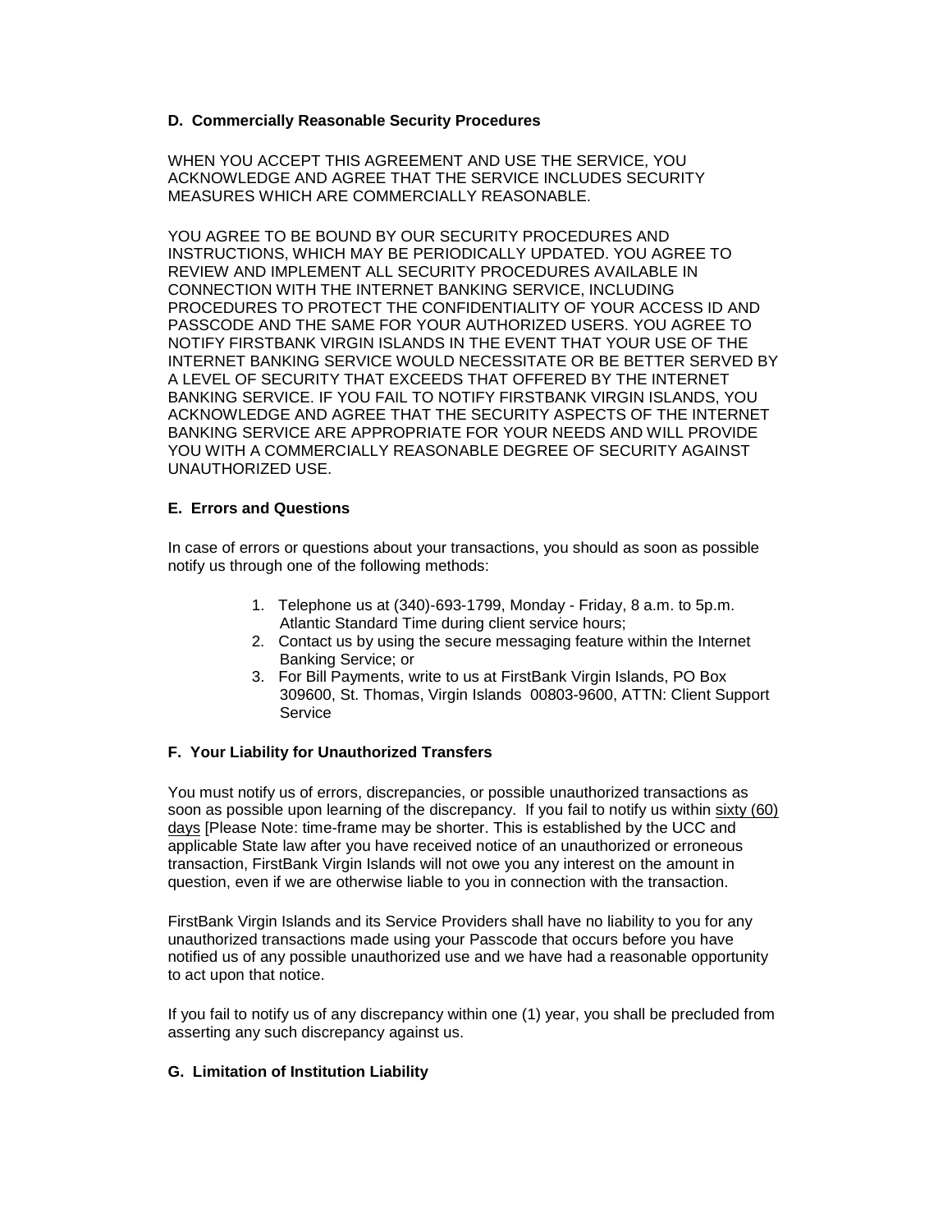### D. Commercially Reasonable Security Procedures

WHEN YOU ACCEPT THIS AGREEMENT AND USE THE SERVICE, YOU ACKNOWLEDGE AND AGREE THAT THE SERVICE INCLUDES SECURITY MEASURES WHICH ARE COMMERCIALLY REASONABLE.

YOU AGREE TO BE BOUND BY OUR SECURITY PROCEDURES AND INSTRUCTIONS, WHICH MAY BE PERIODICALLY UPDATED. YOU AGREE TO REVIEW AND IMPLEMENT ALL SECURITY PROCEDURES AVAILABLE IN CONNECTION WITH THE INTERNET BANKING SERVICE, INCLUDING PROCEDURES TO PROTECT THE CONFIDENTIALITY OF YOUR ACCESS ID AND PASSCODE AND THE SAME FOR YOUR AUTHORIZED USERS. YOU AGREE TO NOTIFY FIRSTBANK VIRGIN ISLANDS IN THE EVENT THAT YOUR USE OF THE INTERNET BANKING SERVICE WOULD NECESSITATE OR BE BETTER SERVED BY A LEVEL OF SECURITY THAT EXCEEDS THAT OFFERED BY THE INTERNET BANKING SERVICE. IF YOU FAIL TO NOTIFY FIRSTBANK VIRGIN ISLANDS, YOU ACKNOWLEDGE AND AGREE THAT THE SECURITY ASPECTS OF THE INTERNET BANKING SERVICE ARE APPROPRIATE FOR YOUR NEEDS AND WILL PROVIDE YOU WITH A COMMERCIALLY REASONABLE DEGREE OF SECURITY AGAINST UNAUTHORIZED USE.

### E. Errors and Questions

In case of errors or questions about your transactions, you should as soon as possible notify us through one of the following methods:

1. Telephone us at (340)-693-1799, Monday - Friday, 8 a.m. to 5p.m. Atlantic Standard Time during client service hours;
2. Contact us by using the secure messaging feature within the Internet Banking Service; or
3. For Bill Payments, write to us at FirstBank Virgin Islands, PO Box 309600, St. Thomas, Virgin Islands 00803-9600, ATTN: Client Support Service

### F. Your Liability for Unauthorized Transfers

You must notify us of errors, discrepancies, or possible unauthorized transactions as soon as possible upon learning of the discrepancy. If you fail to notify us within <u>sixty (60) days</u> [Please Note: time-frame may be shorter. This is established by the UCC and applicable State law after you have received notice of an unauthorized or erroneous transaction, FirstBank Virgin Islands will not owe you any interest on the amount in question, even if we are otherwise liable to you in connection with the transaction.

FirstBank Virgin Islands and its Service Providers shall have no liability to you for any unauthorized transactions made using your Passcode that occurs before you have notified us of any possible unauthorized use and we have had a reasonable opportunity to act upon that notice.

If you fail to notify us of any discrepancy within one (1) year, you shall be precluded from asserting any such discrepancy against us.

### G. Limitation of Institution Liability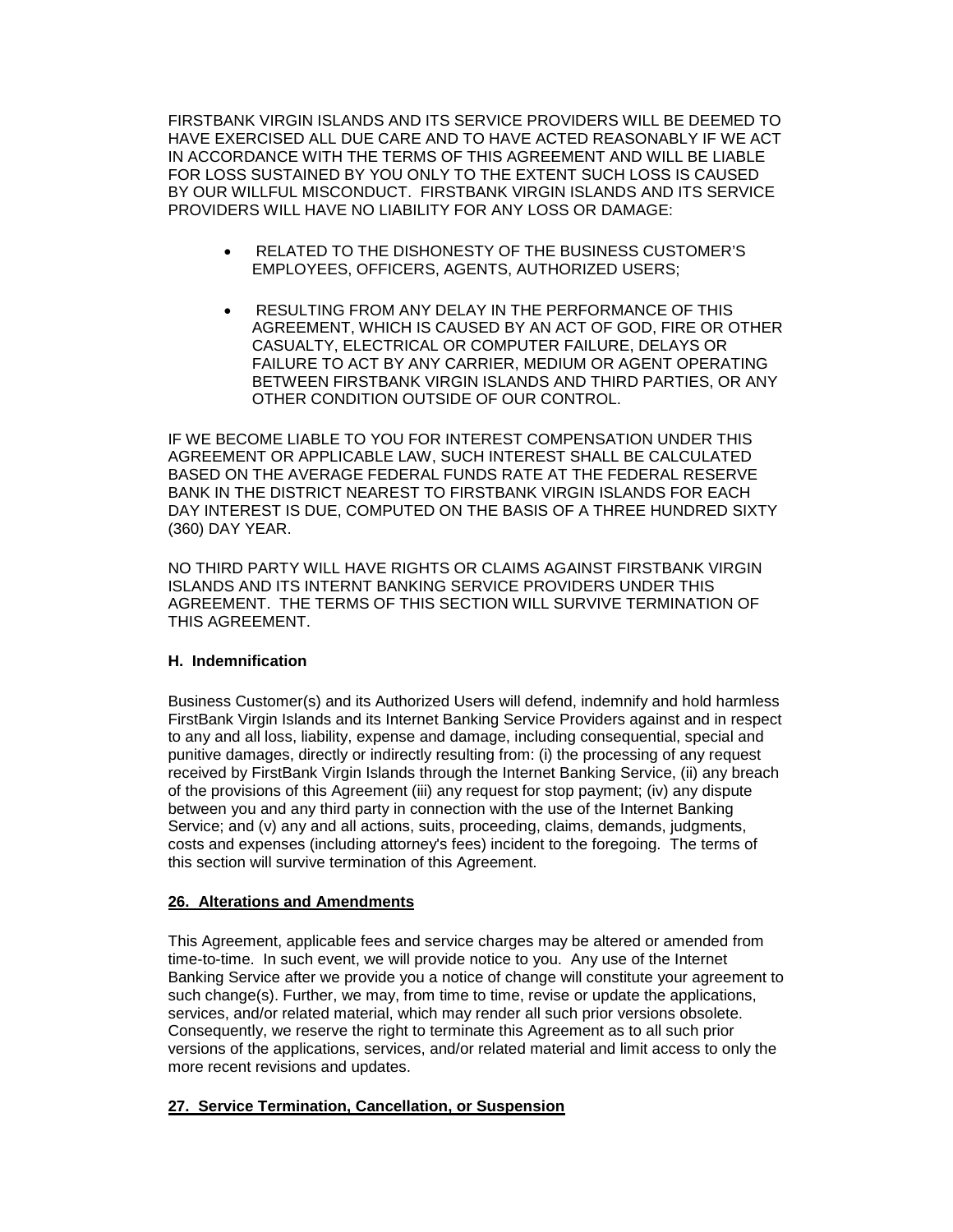FIRSTBANK VIRGIN ISLANDS AND ITS SERVICE PROVIDERS WILL BE DEEMED TO HAVE EXERCISED ALL DUE CARE AND TO HAVE ACTED REASONABLY IF WE ACT IN ACCORDANCE WITH THE TERMS OF THIS AGREEMENT AND WILL BE LIABLE FOR LOSS SUSTAINED BY YOU ONLY TO THE EXTENT SUCH LOSS IS CAUSED BY OUR WILLFUL MISCONDUCT. FIRSTBANK VIRGIN ISLANDS AND ITS SERVICE PROVIDERS WILL HAVE NO LIABILITY FOR ANY LOSS OR DAMAGE:

- RELATED TO THE DISHONESTY OF THE BUSINESS CUSTOMER'S EMPLOYEES, OFFICERS, AGENTS, AUTHORIZED USERS;
- RESULTING FROM ANY DELAY IN THE PERFORMANCE OF THIS AGREEMENT, WHICH IS CAUSED BY AN ACT OF GOD, FIRE OR OTHER CASUALTY, ELECTRICAL OR COMPUTER FAILURE, DELAYS OR FAILURE TO ACT BY ANY CARRIER, MEDIUM OR AGENT OPERATING BETWEEN FIRSTBANK VIRGIN ISLANDS AND THIRD PARTIES, OR ANY OTHER CONDITION OUTSIDE OF OUR CONTROL.

IF WE BECOME LIABLE TO YOU FOR INTEREST COMPENSATION UNDER THIS AGREEMENT OR APPLICABLE LAW, SUCH INTEREST SHALL BE CALCULATED BASED ON THE AVERAGE FEDERAL FUNDS RATE AT THE FEDERAL RESERVE BANK IN THE DISTRICT NEAREST TO FIRSTBANK VIRGIN ISLANDS FOR EACH DAY INTEREST IS DUE, COMPUTED ON THE BASIS OF A THREE HUNDRED SIXTY (360) DAY YEAR.

NO THIRD PARTY WILL HAVE RIGHTS OR CLAIMS AGAINST FIRSTBANK VIRGIN ISLANDS AND ITS INTERNT BANKING SERVICE PROVIDERS UNDER THIS AGREEMENT. THE TERMS OF THIS SECTION WILL SURVIVE TERMINATION OF THIS AGREEMENT.

**H. Indemnification**

Business Customer(s) and its Authorized Users will defend, indemnify and hold harmless FirstBank Virgin Islands and its Internet Banking Service Providers against and in respect to any and all loss, liability, expense and damage, including consequential, special and punitive damages, directly or indirectly resulting from: (i) the processing of any request received by FirstBank Virgin Islands through the Internet Banking Service, (ii) any breach of the provisions of this Agreement (iii) any request for stop payment; (iv) any dispute between you and any third party in connection with the use of the Internet Banking Service; and (v) any and all actions, suits, proceeding, claims, demands, judgments, costs and expenses (including attorney's fees) incident to the foregoing. The terms of this section will survive termination of this Agreement.

## 26. Alterations and Amendments

This Agreement, applicable fees and service charges may be altered or amended from time-to-time. In such event, we will provide notice to you. Any use of the Internet Banking Service after we provide you a notice of change will constitute your agreement to such change(s). Further, we may, from time to time, revise or update the applications, services, and/or related material, which may render all such prior versions obsolete. Consequently, we reserve the right to terminate this Agreement as to all such prior versions of the applications, services, and/or related material and limit access to only the more recent revisions and updates.

## 27. Service Termination, Cancellation, or Suspension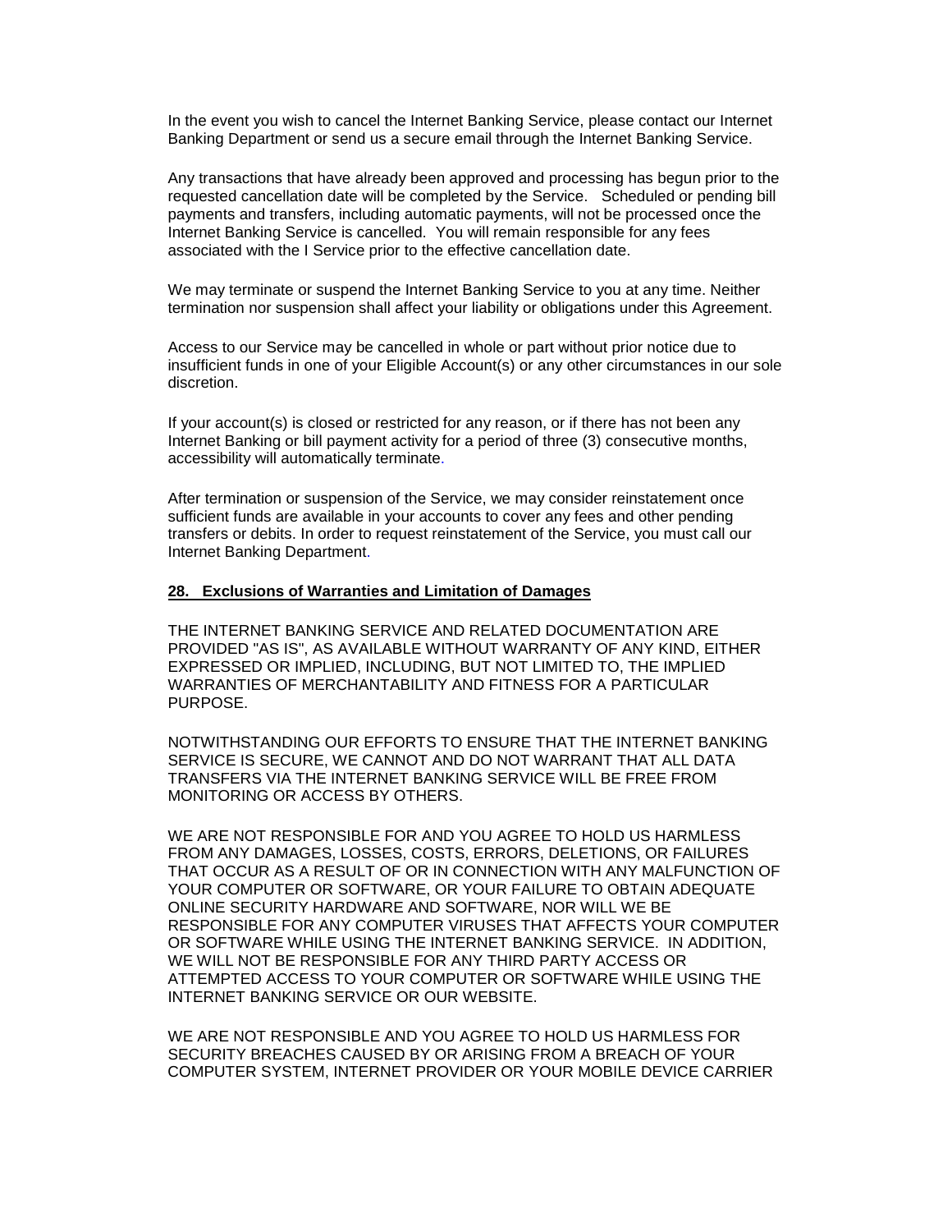In the event you wish to cancel the Internet Banking Service, please contact our Internet Banking Department or send us a secure email through the Internet Banking Service.

Any transactions that have already been approved and processing has begun prior to the requested cancellation date will be completed by the Service. Scheduled or pending bill payments and transfers, including automatic payments, will not be processed once the Internet Banking Service is cancelled. You will remain responsible for any fees associated with the I Service prior to the effective cancellation date.

We may terminate or suspend the Internet Banking Service to you at any time. Neither termination nor suspension shall affect your liability or obligations under this Agreement.

Access to our Service may be cancelled in whole or part without prior notice due to insufficient funds in one of your Eligible Account(s) or any other circumstances in our sole discretion.

If your account(s) is closed or restricted for any reason, or if there has not been any Internet Banking or bill payment activity for a period of three (3) consecutive months, accessibility will automatically terminate.

After termination or suspension of the Service, we may consider reinstatement once sufficient funds are available in your accounts to cover any fees and other pending transfers or debits. In order to request reinstatement of the Service, you must call our Internet Banking Department.

## 28. Exclusions of Warranties and Limitation of Damages

THE INTERNET BANKING SERVICE AND RELATED DOCUMENTATION ARE PROVIDED "AS IS", AS AVAILABLE WITHOUT WARRANTY OF ANY KIND, EITHER EXPRESSED OR IMPLIED, INCLUDING, BUT NOT LIMITED TO, THE IMPLIED WARRANTIES OF MERCHANTABILITY AND FITNESS FOR A PARTICULAR PURPOSE.

NOTWITHSTANDING OUR EFFORTS TO ENSURE THAT THE INTERNET BANKING SERVICE IS SECURE, WE CANNOT AND DO NOT WARRANT THAT ALL DATA TRANSFERS VIA THE INTERNET BANKING SERVICE WILL BE FREE FROM MONITORING OR ACCESS BY OTHERS.

WE ARE NOT RESPONSIBLE FOR AND YOU AGREE TO HOLD US HARMLESS FROM ANY DAMAGES, LOSSES, COSTS, ERRORS, DELETIONS, OR FAILURES THAT OCCUR AS A RESULT OF OR IN CONNECTION WITH ANY MALFUNCTION OF YOUR COMPUTER OR SOFTWARE, OR YOUR FAILURE TO OBTAIN ADEQUATE ONLINE SECURITY HARDWARE AND SOFTWARE, NOR WILL WE BE RESPONSIBLE FOR ANY COMPUTER VIRUSES THAT AFFECTS YOUR COMPUTER OR SOFTWARE WHILE USING THE INTERNET BANKING SERVICE. IN ADDITION, WE WILL NOT BE RESPONSIBLE FOR ANY THIRD PARTY ACCESS OR ATTEMPTED ACCESS TO YOUR COMPUTER OR SOFTWARE WHILE USING THE INTERNET BANKING SERVICE OR OUR WEBSITE.

WE ARE NOT RESPONSIBLE AND YOU AGREE TO HOLD US HARMLESS FOR SECURITY BREACHES CAUSED BY OR ARISING FROM A BREACH OF YOUR COMPUTER SYSTEM, INTERNET PROVIDER OR YOUR MOBILE DEVICE CARRIER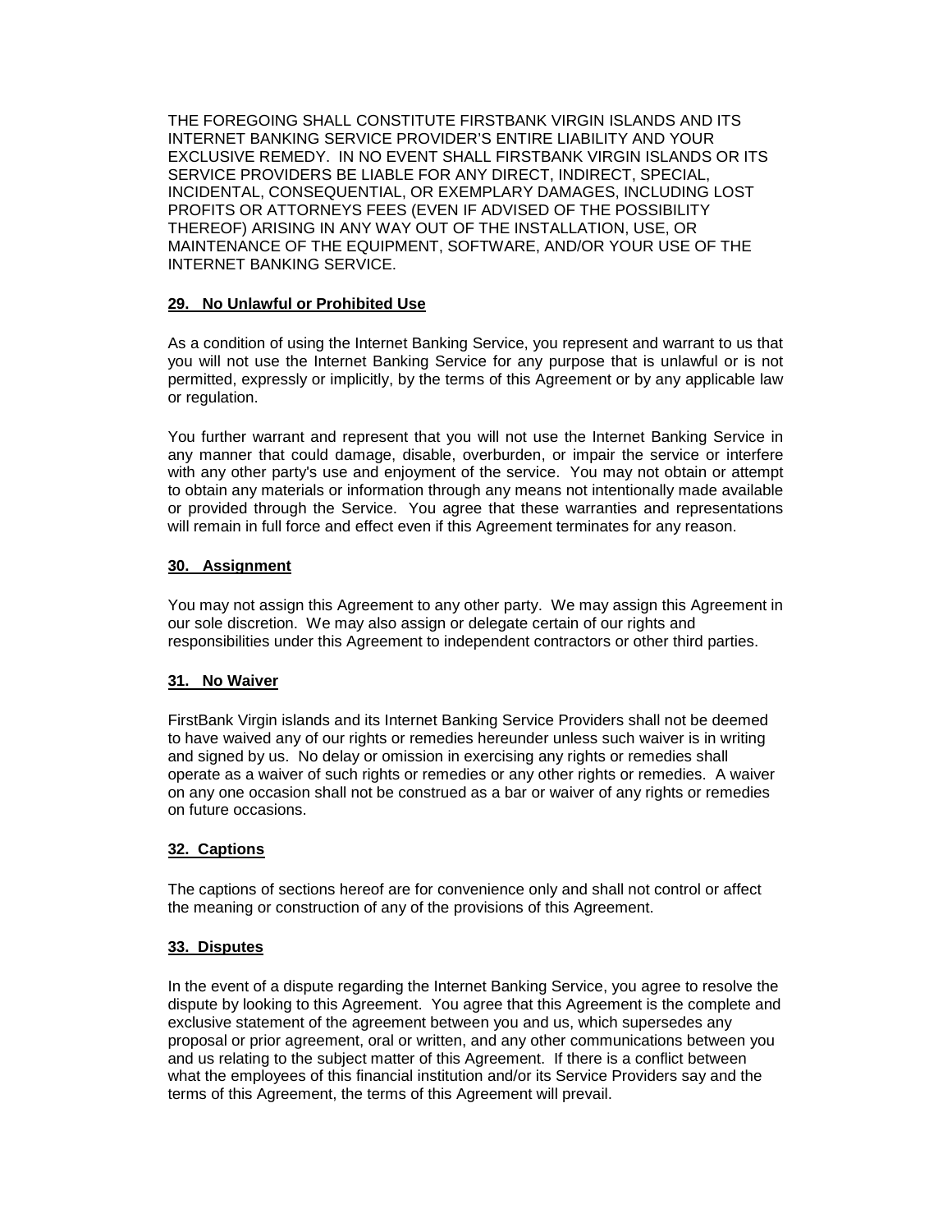THE FOREGOING SHALL CONSTITUTE FIRSTBANK VIRGIN ISLANDS AND ITS INTERNET BANKING SERVICE PROVIDER'S ENTIRE LIABILITY AND YOUR EXCLUSIVE REMEDY. IN NO EVENT SHALL FIRSTBANK VIRGIN ISLANDS OR ITS SERVICE PROVIDERS BE LIABLE FOR ANY DIRECT, INDIRECT, SPECIAL, INCIDENTAL, CONSEQUENTIAL, OR EXEMPLARY DAMAGES, INCLUDING LOST PROFITS OR ATTORNEYS FEES (EVEN IF ADVISED OF THE POSSIBILITY THEREOF) ARISING IN ANY WAY OUT OF THE INSTALLATION, USE, OR MAINTENANCE OF THE EQUIPMENT, SOFTWARE, AND/OR YOUR USE OF THE INTERNET BANKING SERVICE.

## 29. No Unlawful or Prohibited Use

As a condition of using the Internet Banking Service, you represent and warrant to us that you will not use the Internet Banking Service for any purpose that is unlawful or is not permitted, expressly or implicitly, by the terms of this Agreement or by any applicable law or regulation.

You further warrant and represent that you will not use the Internet Banking Service in any manner that could damage, disable, overburden, or impair the service or interfere with any other party's use and enjoyment of the service. You may not obtain or attempt to obtain any materials or information through any means not intentionally made available or provided through the Service. You agree that these warranties and representations will remain in full force and effect even if this Agreement terminates for any reason.

## 30. Assignment

You may not assign this Agreement to any other party. We may assign this Agreement in our sole discretion. We may also assign or delegate certain of our rights and responsibilities under this Agreement to independent contractors or other third parties.

## 31. No Waiver

FirstBank Virgin islands and its Internet Banking Service Providers shall not be deemed to have waived any of our rights or remedies hereunder unless such waiver is in writing and signed by us. No delay or omission in exercising any rights or remedies shall operate as a waiver of such rights or remedies or any other rights or remedies. A waiver on any one occasion shall not be construed as a bar or waiver of any rights or remedies on future occasions.

## 32. Captions

The captions of sections hereof are for convenience only and shall not control or affect the meaning or construction of any of the provisions of this Agreement.

## 33. Disputes

In the event of a dispute regarding the Internet Banking Service, you agree to resolve the dispute by looking to this Agreement. You agree that this Agreement is the complete and exclusive statement of the agreement between you and us, which supersedes any proposal or prior agreement, oral or written, and any other communications between you and us relating to the subject matter of this Agreement. If there is a conflict between what the employees of this financial institution and/or its Service Providers say and the terms of this Agreement, the terms of this Agreement will prevail.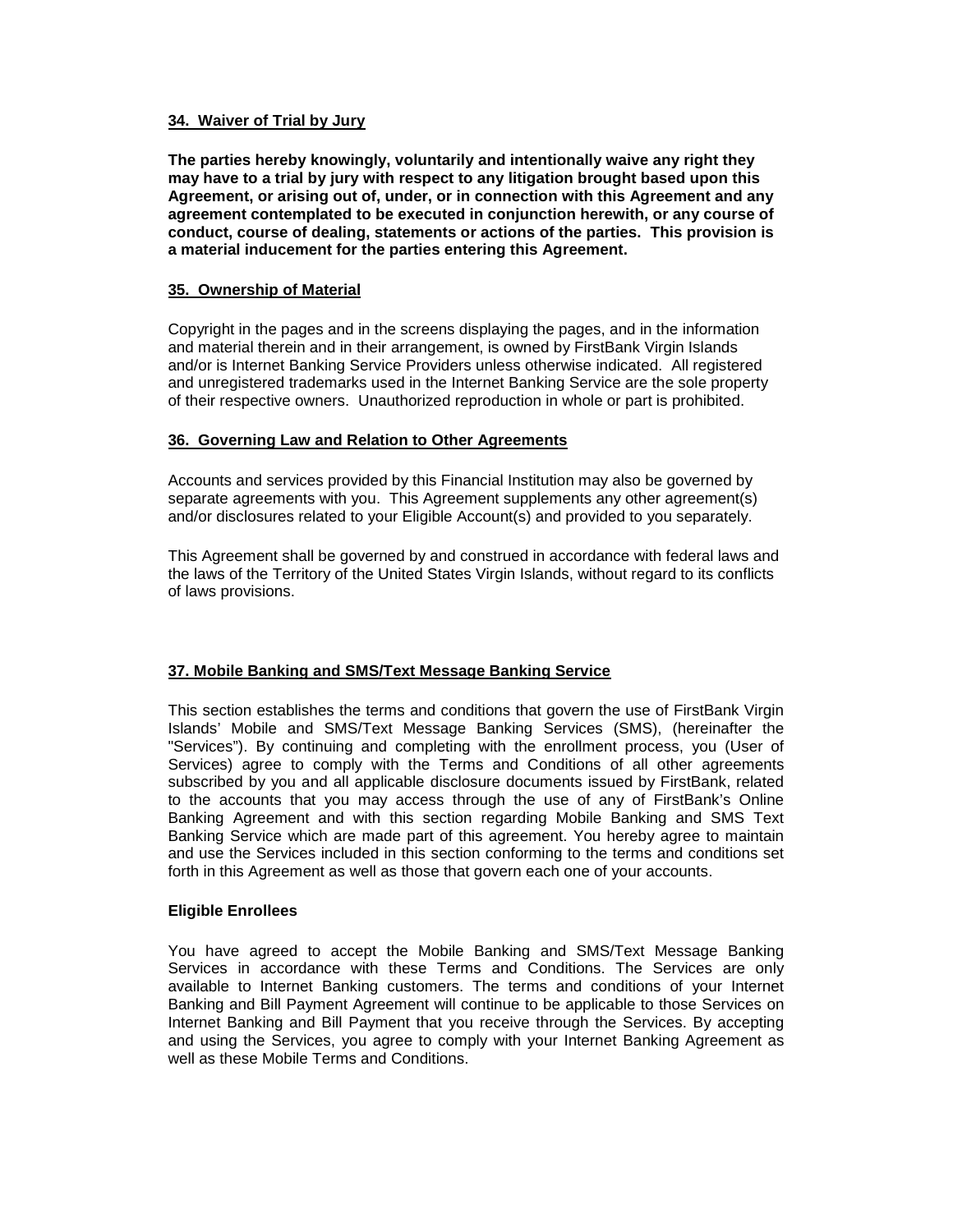## 34. Waiver of Trial by Jury

**The parties hereby knowingly, voluntarily and intentionally waive any right they may have to a trial by jury with respect to any litigation brought based upon this Agreement, or arising out of, under, or in connection with this Agreement and any agreement contemplated to be executed in conjunction herewith, or any course of conduct, course of dealing, statements or actions of the parties. This provision is a material inducement for the parties entering this Agreement.**

## 35. Ownership of Material

Copyright in the pages and in the screens displaying the pages, and in the information and material therein and in their arrangement, is owned by FirstBank Virgin Islands and/or is Internet Banking Service Providers unless otherwise indicated. All registered and unregistered trademarks used in the Internet Banking Service are the sole property of their respective owners. Unauthorized reproduction in whole or part is prohibited.

## 36. Governing Law and Relation to Other Agreements

Accounts and services provided by this Financial Institution may also be governed by separate agreements with you. This Agreement supplements any other agreement(s) and/or disclosures related to your Eligible Account(s) and provided to you separately.

This Agreement shall be governed by and construed in accordance with federal laws and the laws of the Territory of the United States Virgin Islands, without regard to its conflicts of laws provisions.

## 37. Mobile Banking and SMS/Text Message Banking Service

This section establishes the terms and conditions that govern the use of FirstBank Virgin Islands' Mobile and SMS/Text Message Banking Services (SMS), (hereinafter the "Services"). By continuing and completing with the enrollment process, you (User of Services) agree to comply with the Terms and Conditions of all other agreements subscribed by you and all applicable disclosure documents issued by FirstBank, related to the accounts that you may access through the use of any of FirstBank's Online Banking Agreement and with this section regarding Mobile Banking and SMS Text Banking Service which are made part of this agreement. You hereby agree to maintain and use the Services included in this section conforming to the terms and conditions set forth in this Agreement as well as those that govern each one of your accounts.

### Eligible Enrollees

You have agreed to accept the Mobile Banking and SMS/Text Message Banking Services in accordance with these Terms and Conditions. The Services are only available to Internet Banking customers. The terms and conditions of your Internet Banking and Bill Payment Agreement will continue to be applicable to those Services on Internet Banking and Bill Payment that you receive through the Services. By accepting and using the Services, you agree to comply with your Internet Banking Agreement as well as these Mobile Terms and Conditions.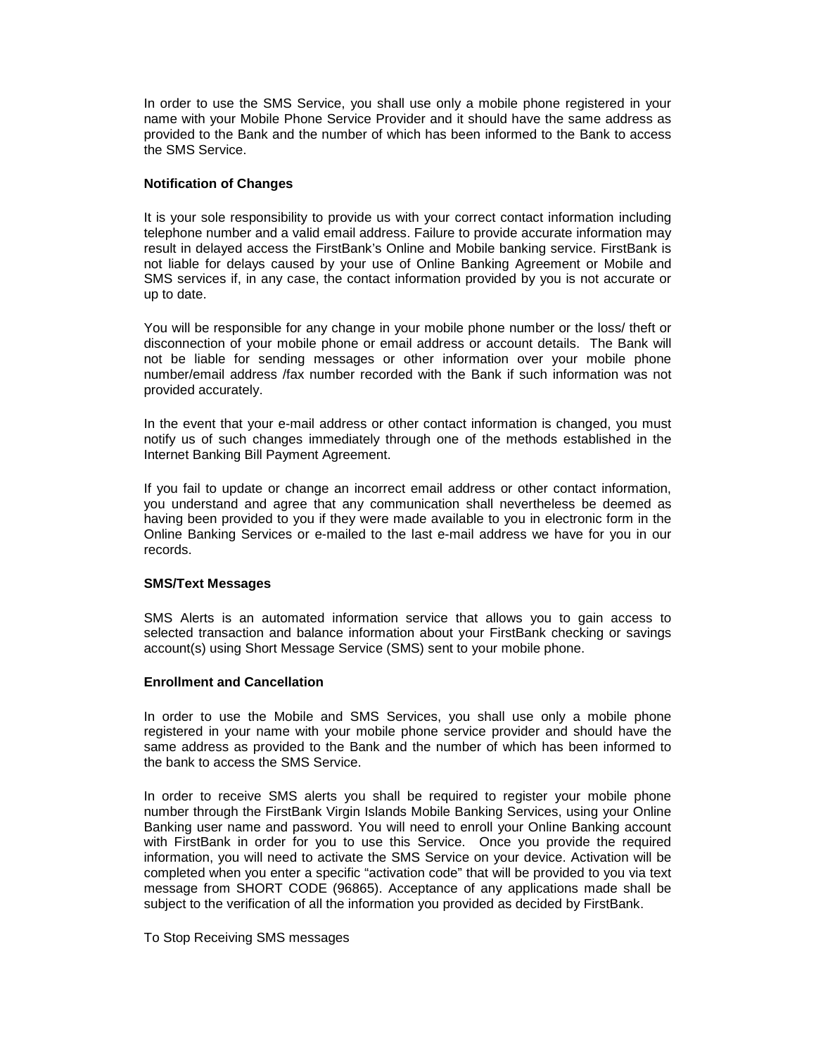In order to use the SMS Service, you shall use only a mobile phone registered in your name with your Mobile Phone Service Provider and it should have the same address as provided to the Bank and the number of which has been informed to the Bank to access the SMS Service.

**Notification of Changes**

It is your sole responsibility to provide us with your correct contact information including telephone number and a valid email address. Failure to provide accurate information may result in delayed access the FirstBank's Online and Mobile banking service. FirstBank is not liable for delays caused by your use of Online Banking Agreement or Mobile and SMS services if, in any case, the contact information provided by you is not accurate or up to date.

You will be responsible for any change in your mobile phone number or the loss/ theft or disconnection of your mobile phone or email address or account details. The Bank will not be liable for sending messages or other information over your mobile phone number/email address /fax number recorded with the Bank if such information was not provided accurately.

In the event that your e-mail address or other contact information is changed, you must notify us of such changes immediately through one of the methods established in the Internet Banking Bill Payment Agreement.

If you fail to update or change an incorrect email address or other contact information, you understand and agree that any communication shall nevertheless be deemed as having been provided to you if they were made available to you in electronic form in the Online Banking Services or e-mailed to the last e-mail address we have for you in our records.

**SMS/Text Messages**

SMS Alerts is an automated information service that allows you to gain access to selected transaction and balance information about your FirstBank checking or savings account(s) using Short Message Service (SMS) sent to your mobile phone.

**Enrollment and Cancellation**

In order to use the Mobile and SMS Services, you shall use only a mobile phone registered in your name with your mobile phone service provider and should have the same address as provided to the Bank and the number of which has been informed to the bank to access the SMS Service.

In order to receive SMS alerts you shall be required to register your mobile phone number through the FirstBank Virgin Islands Mobile Banking Services, using your Online Banking user name and password. You will need to enroll your Online Banking account with FirstBank in order for you to use this Service. Once you provide the required information, you will need to activate the SMS Service on your device. Activation will be completed when you enter a specific "activation code" that will be provided to you via text message from SHORT CODE (96865). Acceptance of any applications made shall be subject to the verification of all the information you provided as decided by FirstBank.

To Stop Receiving SMS messages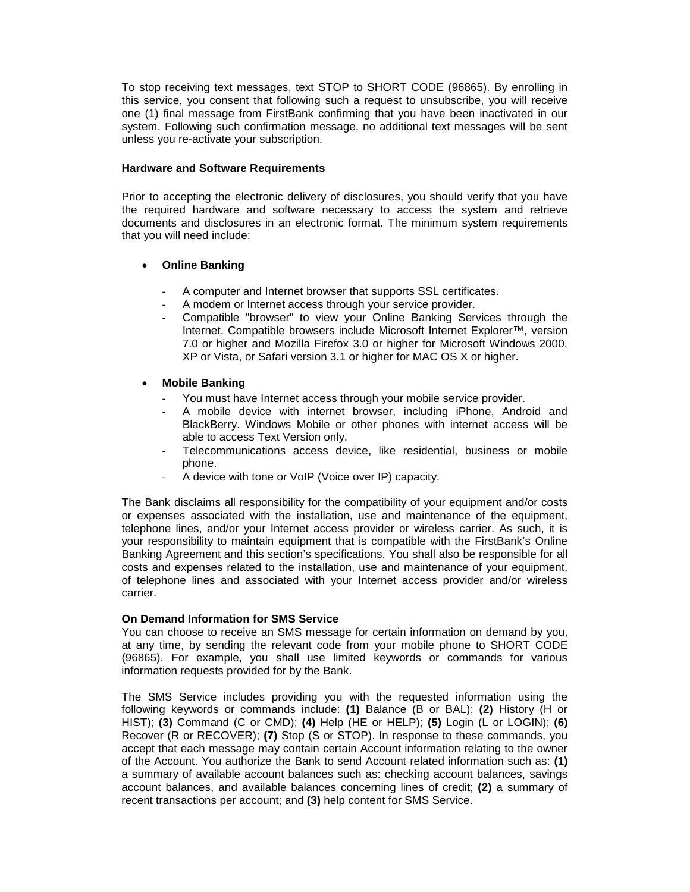To stop receiving text messages, text STOP to SHORT CODE (96865). By enrolling in this service, you consent that following such a request to unsubscribe, you will receive one (1) final message from FirstBank confirming that you have been inactivated in our system. Following such confirmation message, no additional text messages will be sent unless you re-activate your subscription.

**Hardware and Software Requirements**

Prior to accepting the electronic delivery of disclosures, you should verify that you have the required hardware and software necessary to access the system and retrieve documents and disclosures in an electronic format. The minimum system requirements that you will need include:

- **Online Banking**
  - A computer and Internet browser that supports SSL certificates.
  - A modem or Internet access through your service provider.
  - Compatible "browser" to view your Online Banking Services through the Internet. Compatible browsers include Microsoft Internet Explorer™, version 7.0 or higher and Mozilla Firefox 3.0 or higher for Microsoft Windows 2000, XP or Vista, or Safari version 3.1 or higher for MAC OS X or higher.

- **Mobile Banking**
  - You must have Internet access through your mobile service provider.
  - A mobile device with internet browser, including iPhone, Android and BlackBerry. Windows Mobile or other phones with internet access will be able to access Text Version only.
  - Telecommunications access device, like residential, business or mobile phone.
  - A device with tone or VoIP (Voice over IP) capacity.

The Bank disclaims all responsibility for the compatibility of your equipment and/or costs or expenses associated with the installation, use and maintenance of the equipment, telephone lines, and/or your Internet access provider or wireless carrier. As such, it is your responsibility to maintain equipment that is compatible with the FirstBank's Online Banking Agreement and this section's specifications. You shall also be responsible for all costs and expenses related to the installation, use and maintenance of your equipment, of telephone lines and associated with your Internet access provider and/or wireless carrier.

**On Demand Information for SMS Service**

You can choose to receive an SMS message for certain information on demand by you, at any time, by sending the relevant code from your mobile phone to SHORT CODE (96865). For example, you shall use limited keywords or commands for various information requests provided for by the Bank.

The SMS Service includes providing you with the requested information using the following keywords or commands include: **(1)** Balance (B or BAL); **(2)** History (H or HIST); **(3)** Command (C or CMD); **(4)** Help (HE or HELP); **(5)** Login (L or LOGIN); **(6)** Recover (R or RECOVER); **(7)** Stop (S or STOP). In response to these commands, you accept that each message may contain certain Account information relating to the owner of the Account. You authorize the Bank to send Account related information such as: **(1)** a summary of available account balances such as: checking account balances, savings account balances, and available balances concerning lines of credit; **(2)** a summary of recent transactions per account; and **(3)** help content for SMS Service.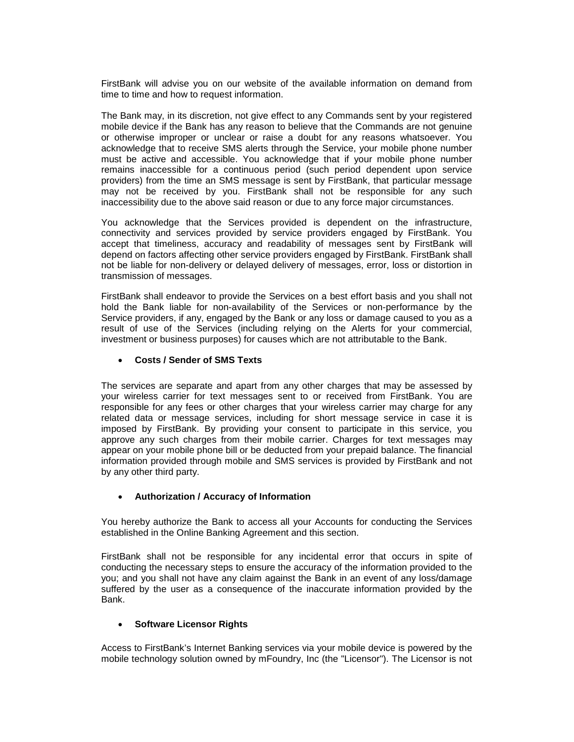FirstBank will advise you on our website of the available information on demand from time to time and how to request information.

The Bank may, in its discretion, not give effect to any Commands sent by your registered mobile device if the Bank has any reason to believe that the Commands are not genuine or otherwise improper or unclear or raise a doubt for any reasons whatsoever. You acknowledge that to receive SMS alerts through the Service, your mobile phone number must be active and accessible. You acknowledge that if your mobile phone number remains inaccessible for a continuous period (such period dependent upon service providers) from the time an SMS message is sent by FirstBank, that particular message may not be received by you. FirstBank shall not be responsible for any such inaccessibility due to the above said reason or due to any force major circumstances.

You acknowledge that the Services provided is dependent on the infrastructure, connectivity and services provided by service providers engaged by FirstBank. You accept that timeliness, accuracy and readability of messages sent by FirstBank will depend on factors affecting other service providers engaged by FirstBank. FirstBank shall not be liable for non-delivery or delayed delivery of messages, error, loss or distortion in transmission of messages.

FirstBank shall endeavor to provide the Services on a best effort basis and you shall not hold the Bank liable for non-availability of the Services or non-performance by the Service providers, if any, engaged by the Bank or any loss or damage caused to you as a result of use of the Services (including relying on the Alerts for your commercial, investment or business purposes) for causes which are not attributable to the Bank.

- **Costs / Sender of SMS Texts**

The services are separate and apart from any other charges that may be assessed by your wireless carrier for text messages sent to or received from FirstBank. You are responsible for any fees or other charges that your wireless carrier may charge for any related data or message services, including for short message service in case it is imposed by FirstBank. By providing your consent to participate in this service, you approve any such charges from their mobile carrier. Charges for text messages may appear on your mobile phone bill or be deducted from your prepaid balance. The financial information provided through mobile and SMS services is provided by FirstBank and not by any other third party.

- **Authorization / Accuracy of Information**

You hereby authorize the Bank to access all your Accounts for conducting the Services established in the Online Banking Agreement and this section.

FirstBank shall not be responsible for any incidental error that occurs in spite of conducting the necessary steps to ensure the accuracy of the information provided to the you; and you shall not have any claim against the Bank in an event of any loss/damage suffered by the user as a consequence of the inaccurate information provided by the Bank.

- **Software Licensor Rights**

Access to FirstBank's Internet Banking services via your mobile device is powered by the mobile technology solution owned by mFoundry, Inc (the "Licensor"). The Licensor is not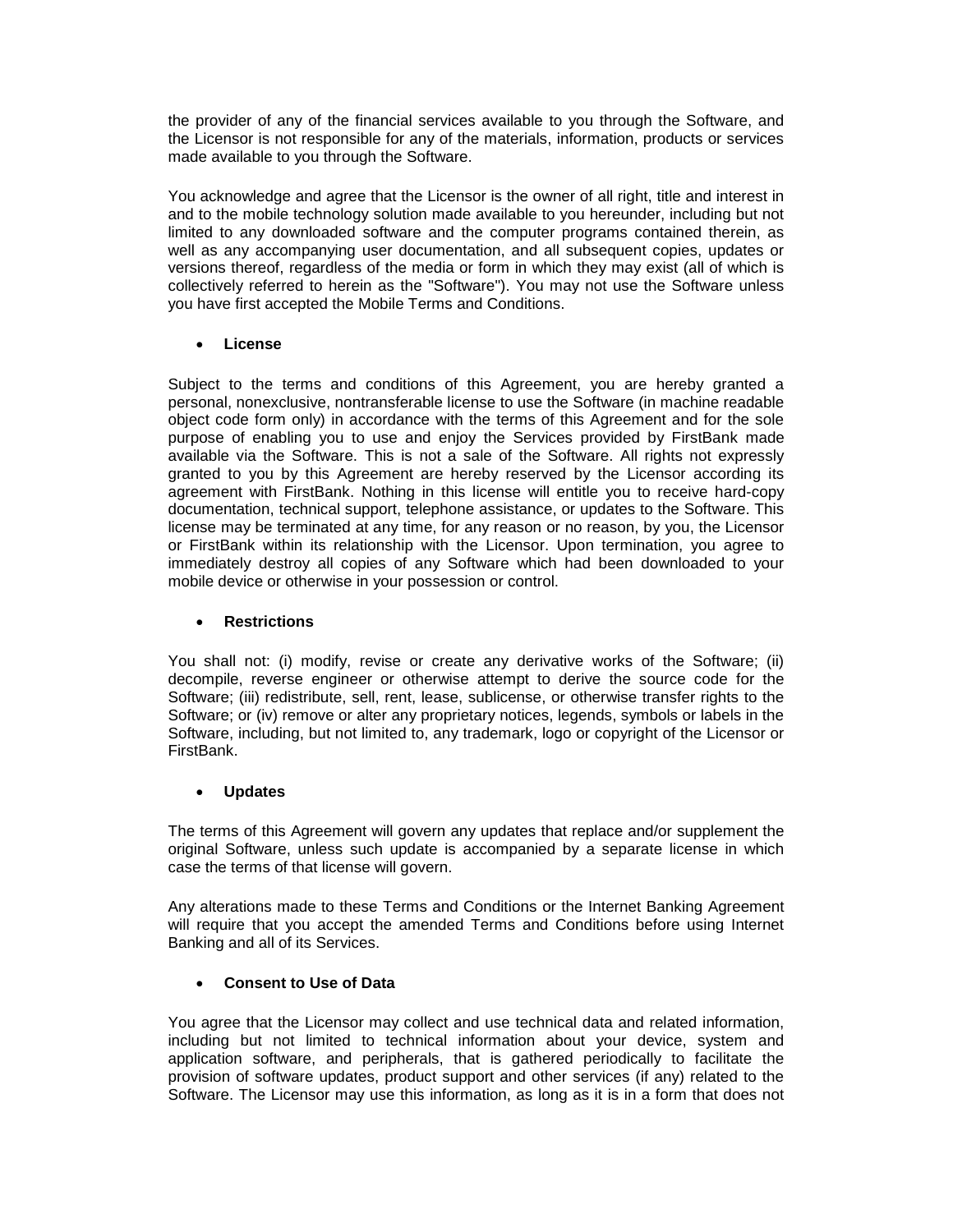the provider of any of the financial services available to you through the Software, and the Licensor is not responsible for any of the materials, information, products or services made available to you through the Software.

You acknowledge and agree that the Licensor is the owner of all right, title and interest in and to the mobile technology solution made available to you hereunder, including but not limited to any downloaded software and the computer programs contained therein, as well as any accompanying user documentation, and all subsequent copies, updates or versions thereof, regardless of the media or form in which they may exist (all of which is collectively referred to herein as the "Software"). You may not use the Software unless you have first accepted the Mobile Terms and Conditions.

- **License**

Subject to the terms and conditions of this Agreement, you are hereby granted a personal, nonexclusive, nontransferable license to use the Software (in machine readable object code form only) in accordance with the terms of this Agreement and for the sole purpose of enabling you to use and enjoy the Services provided by FirstBank made available via the Software. This is not a sale of the Software. All rights not expressly granted to you by this Agreement are hereby reserved by the Licensor according its agreement with FirstBank. Nothing in this license will entitle you to receive hard-copy documentation, technical support, telephone assistance, or updates to the Software. This license may be terminated at any time, for any reason or no reason, by you, the Licensor or FirstBank within its relationship with the Licensor. Upon termination, you agree to immediately destroy all copies of any Software which had been downloaded to your mobile device or otherwise in your possession or control.

- **Restrictions**

You shall not: (i) modify, revise or create any derivative works of the Software; (ii) decompile, reverse engineer or otherwise attempt to derive the source code for the Software; (iii) redistribute, sell, rent, lease, sublicense, or otherwise transfer rights to the Software; or (iv) remove or alter any proprietary notices, legends, symbols or labels in the Software, including, but not limited to, any trademark, logo or copyright of the Licensor or FirstBank.

- **Updates**

The terms of this Agreement will govern any updates that replace and/or supplement the original Software, unless such update is accompanied by a separate license in which case the terms of that license will govern.

Any alterations made to these Terms and Conditions or the Internet Banking Agreement will require that you accept the amended Terms and Conditions before using Internet Banking and all of its Services.

- **Consent to Use of Data**

You agree that the Licensor may collect and use technical data and related information, including but not limited to technical information about your device, system and application software, and peripherals, that is gathered periodically to facilitate the provision of software updates, product support and other services (if any) related to the Software. The Licensor may use this information, as long as it is in a form that does not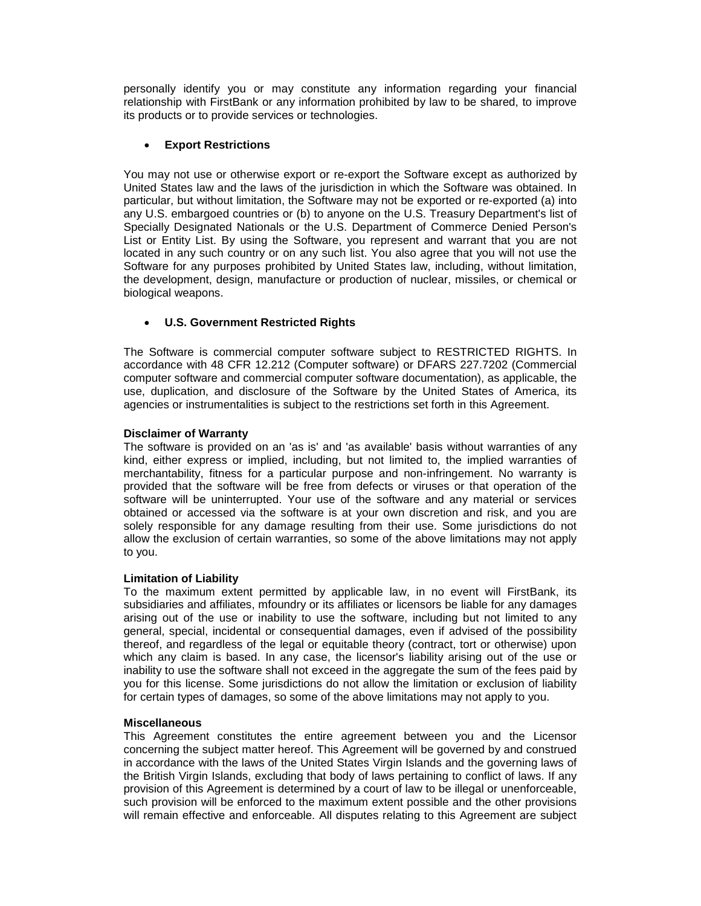personally identify you or may constitute any information regarding your financial relationship with FirstBank or any information prohibited by law to be shared, to improve its products or to provide services or technologies.

- **Export Restrictions**

You may not use or otherwise export or re-export the Software except as authorized by United States law and the laws of the jurisdiction in which the Software was obtained. In particular, but without limitation, the Software may not be exported or re-exported (a) into any U.S. embargoed countries or (b) to anyone on the U.S. Treasury Department's list of Specially Designated Nationals or the U.S. Department of Commerce Denied Person's List or Entity List. By using the Software, you represent and warrant that you are not located in any such country or on any such list. You also agree that you will not use the Software for any purposes prohibited by United States law, including, without limitation, the development, design, manufacture or production of nuclear, missiles, or chemical or biological weapons.

- **U.S. Government Restricted Rights**

The Software is commercial computer software subject to RESTRICTED RIGHTS. In accordance with 48 CFR 12.212 (Computer software) or DFARS 227.7202 (Commercial computer software and commercial computer software documentation), as applicable, the use, duplication, and disclosure of the Software by the United States of America, its agencies or instrumentalities is subject to the restrictions set forth in this Agreement.

**Disclaimer of Warranty**

The software is provided on an 'as is' and 'as available' basis without warranties of any kind, either express or implied, including, but not limited to, the implied warranties of merchantability, fitness for a particular purpose and non-infringement. No warranty is provided that the software will be free from defects or viruses or that operation of the software will be uninterrupted. Your use of the software and any material or services obtained or accessed via the software is at your own discretion and risk, and you are solely responsible for any damage resulting from their use. Some jurisdictions do not allow the exclusion of certain warranties, so some of the above limitations may not apply to you.

**Limitation of Liability**

To the maximum extent permitted by applicable law, in no event will FirstBank, its subsidiaries and affiliates, mfoundry or its affiliates or licensors be liable for any damages arising out of the use or inability to use the software, including but not limited to any general, special, incidental or consequential damages, even if advised of the possibility thereof, and regardless of the legal or equitable theory (contract, tort or otherwise) upon which any claim is based. In any case, the licensor's liability arising out of the use or inability to use the software shall not exceed in the aggregate the sum of the fees paid by you for this license. Some jurisdictions do not allow the limitation or exclusion of liability for certain types of damages, so some of the above limitations may not apply to you.

**Miscellaneous**

This Agreement constitutes the entire agreement between you and the Licensor concerning the subject matter hereof. This Agreement will be governed by and construed in accordance with the laws of the United States Virgin Islands and the governing laws of the British Virgin Islands, excluding that body of laws pertaining to conflict of laws. If any provision of this Agreement is determined by a court of law to be illegal or unenforceable, such provision will be enforced to the maximum extent possible and the other provisions will remain effective and enforceable. All disputes relating to this Agreement are subject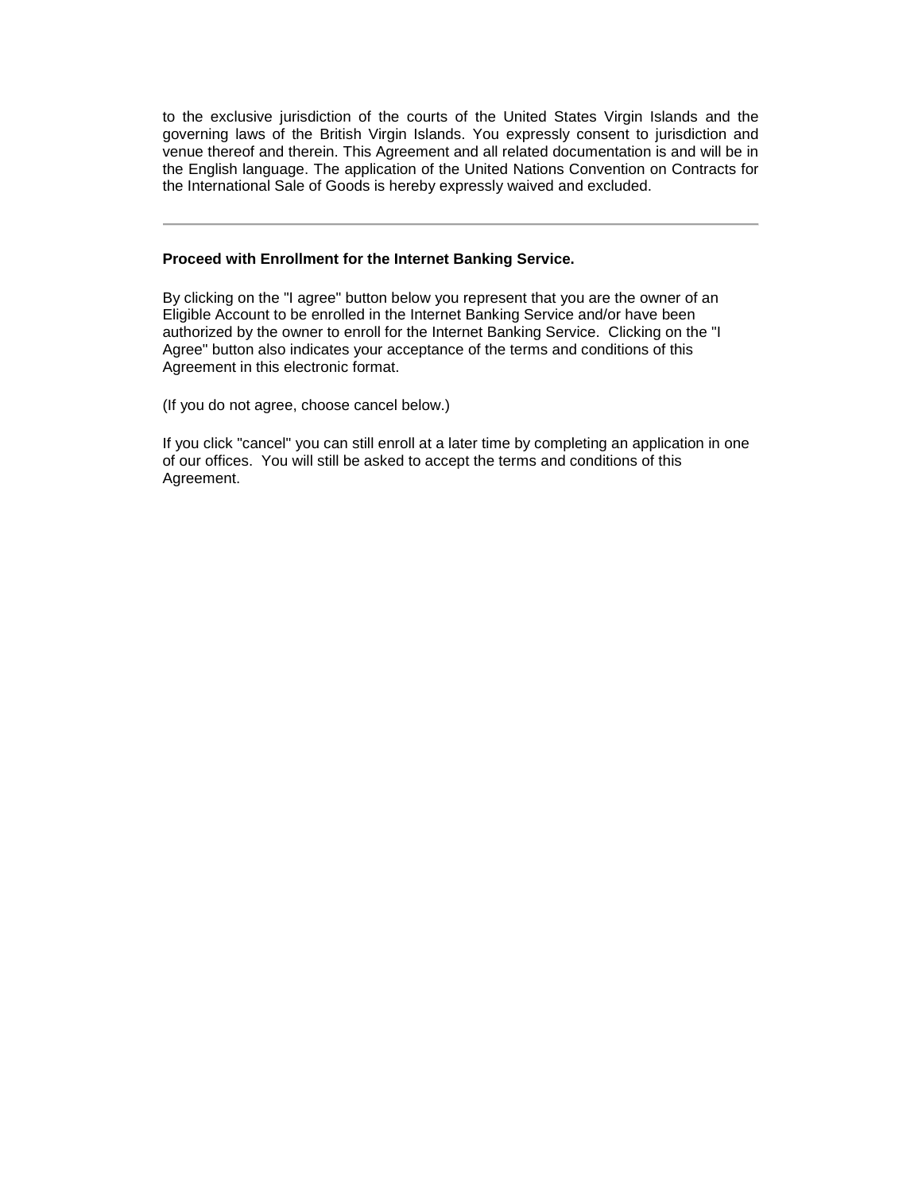to the exclusive jurisdiction of the courts of the United States Virgin Islands and the governing laws of the British Virgin Islands. You expressly consent to jurisdiction and venue thereof and therein. This Agreement and all related documentation is and will be in the English language. The application of the United Nations Convention on Contracts for the International Sale of Goods is hereby expressly waived and excluded.

---

**Proceed with Enrollment for the Internet Banking Service.**

By clicking on the "I agree" button below you represent that you are the owner of an Eligible Account to be enrolled in the Internet Banking Service and/or have been authorized by the owner to enroll for the Internet Banking Service. Clicking on the "I Agree" button also indicates your acceptance of the terms and conditions of this Agreement in this electronic format.

(If you do not agree, choose cancel below.)

If you click "cancel" you can still enroll at a later time by completing an application in one of our offices. You will still be asked to accept the terms and conditions of this Agreement.